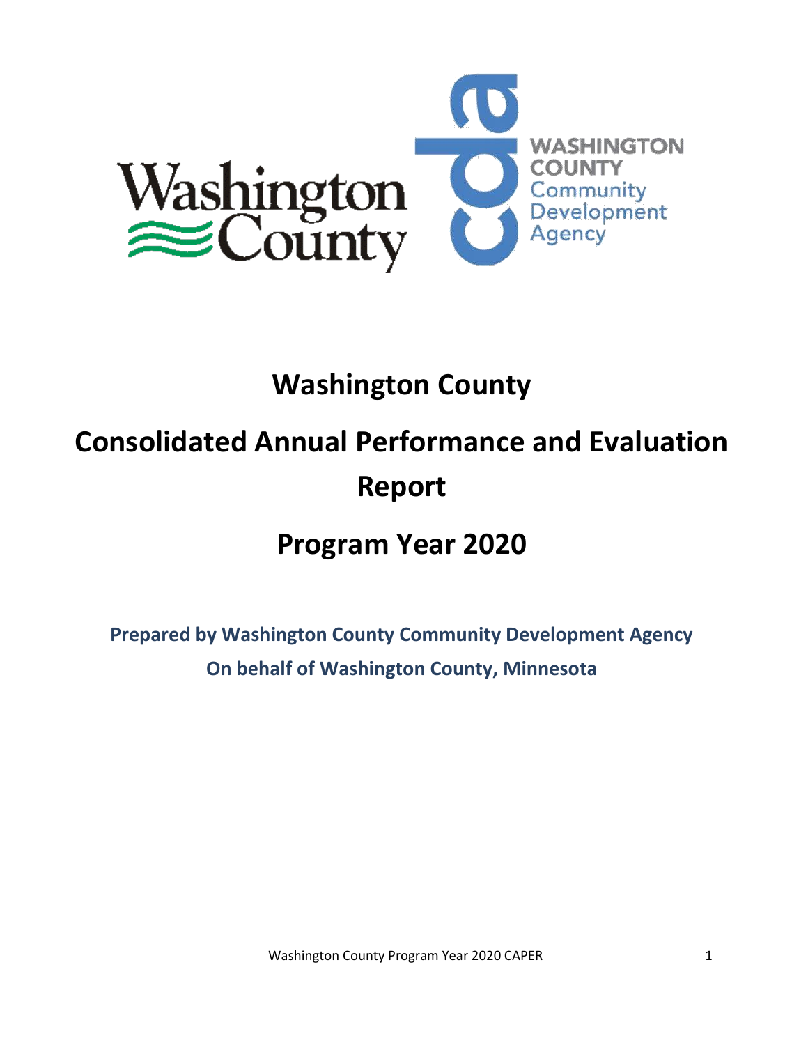# Washington County

# Consolidated Annual Performance and Evaluation Report

# Program Year 2020

**Prepared by Washington County Community Development Agency**
**On behalf of Washington County, Minnesota**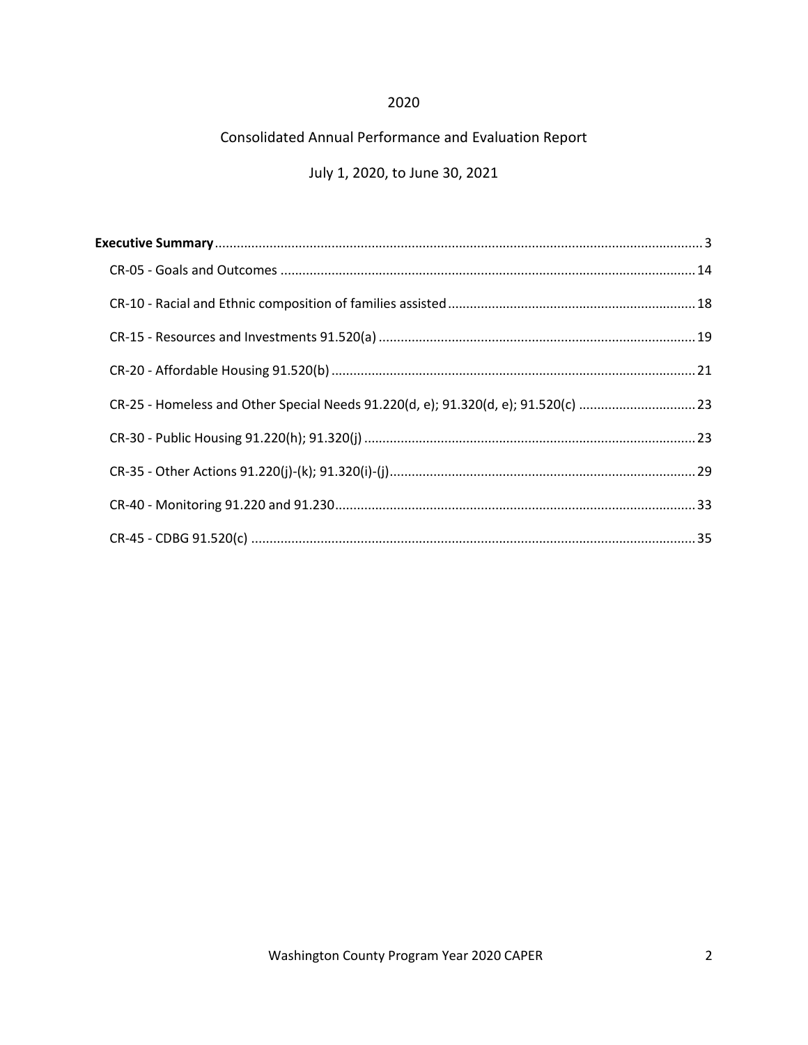2020

Consolidated Annual Performance and Evaluation Report

July 1, 2020, to June 30, 2021

**Executive Summary** ..... 3

CR-05 - Goals and Outcomes ..... 14

CR-10 - Racial and Ethnic composition of families assisted ..... 18

CR-15 - Resources and Investments 91.520(a) ..... 19

CR-20 - Affordable Housing 91.520(b) ..... 21

CR-25 - Homeless and Other Special Needs 91.220(d, e); 91.320(d, e); 91.520(c) ..... 23

CR-30 - Public Housing 91.220(h); 91.320(j) ..... 23

CR-35 - Other Actions 91.220(j)-(k); 91.320(i)-(j) ..... 29

CR-40 - Monitoring 91.220 and 91.230 ..... 33

CR-45 - CDBG 91.520(c) ..... 35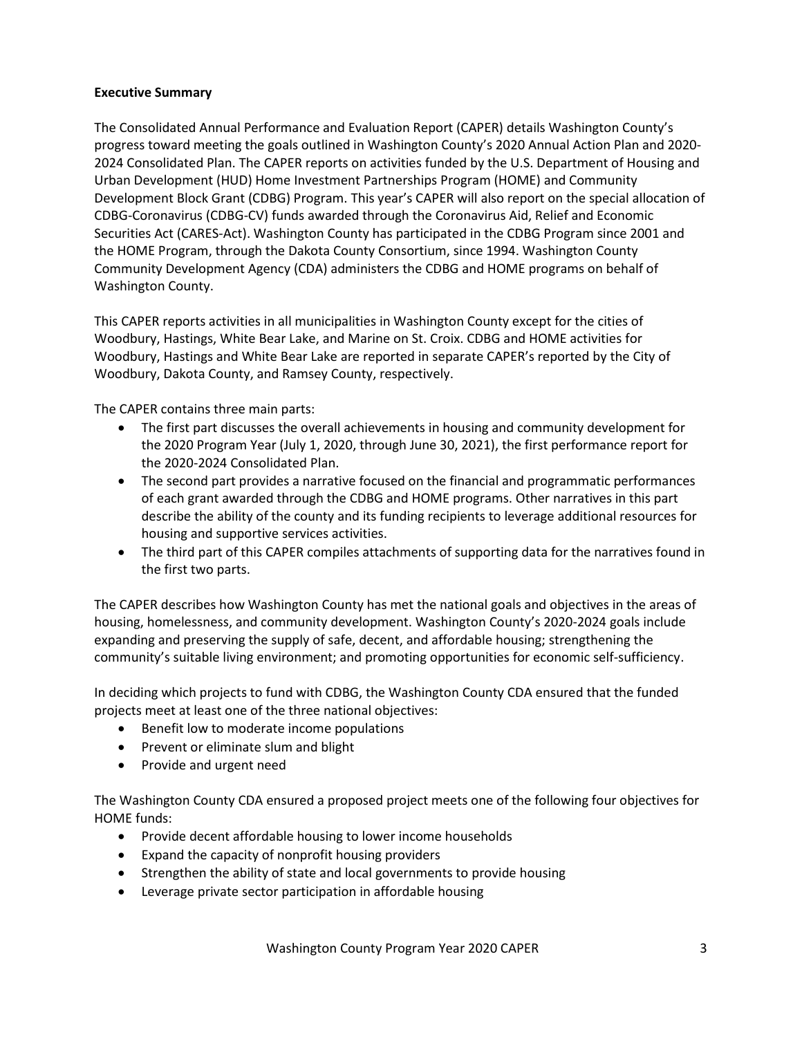**Executive Summary**

The Consolidated Annual Performance and Evaluation Report (CAPER) details Washington County's progress toward meeting the goals outlined in Washington County's 2020 Annual Action Plan and 2020-2024 Consolidated Plan. The CAPER reports on activities funded by the U.S. Department of Housing and Urban Development (HUD) Home Investment Partnerships Program (HOME) and Community Development Block Grant (CDBG) Program. This year's CAPER will also report on the special allocation of CDBG-Coronavirus (CDBG-CV) funds awarded through the Coronavirus Aid, Relief and Economic Securities Act (CARES-Act). Washington County has participated in the CDBG Program since 2001 and the HOME Program, through the Dakota County Consortium, since 1994. Washington County Community Development Agency (CDA) administers the CDBG and HOME programs on behalf of Washington County.

This CAPER reports activities in all municipalities in Washington County except for the cities of Woodbury, Hastings, White Bear Lake, and Marine on St. Croix. CDBG and HOME activities for Woodbury, Hastings and White Bear Lake are reported in separate CAPER's reported by the City of Woodbury, Dakota County, and Ramsey County, respectively.

The CAPER contains three main parts:

- The first part discusses the overall achievements in housing and community development for the 2020 Program Year (July 1, 2020, through June 30, 2021), the first performance report for the 2020-2024 Consolidated Plan.
- The second part provides a narrative focused on the financial and programmatic performances of each grant awarded through the CDBG and HOME programs. Other narratives in this part describe the ability of the county and its funding recipients to leverage additional resources for housing and supportive services activities.
- The third part of this CAPER compiles attachments of supporting data for the narratives found in the first two parts.

The CAPER describes how Washington County has met the national goals and objectives in the areas of housing, homelessness, and community development. Washington County's 2020-2024 goals include expanding and preserving the supply of safe, decent, and affordable housing; strengthening the community's suitable living environment; and promoting opportunities for economic self-sufficiency.

In deciding which projects to fund with CDBG, the Washington County CDA ensured that the funded projects meet at least one of the three national objectives:

- Benefit low to moderate income populations
- Prevent or eliminate slum and blight
- Provide and urgent need

The Washington County CDA ensured a proposed project meets one of the following four objectives for HOME funds:

- Provide decent affordable housing to lower income households
- Expand the capacity of nonprofit housing providers
- Strengthen the ability of state and local governments to provide housing
- Leverage private sector participation in affordable housing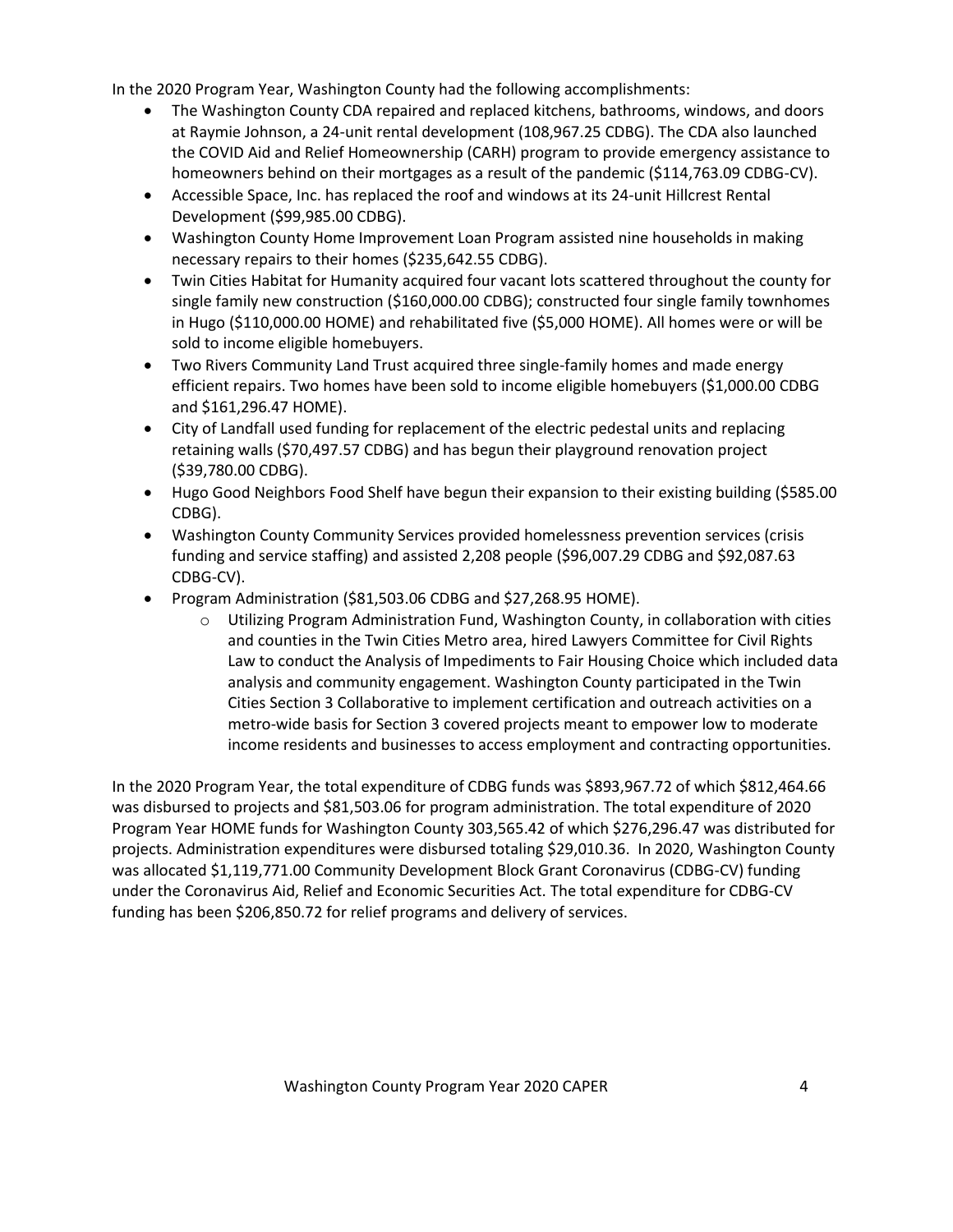In the 2020 Program Year, Washington County had the following accomplishments:

- The Washington County CDA repaired and replaced kitchens, bathrooms, windows, and doors at Raymie Johnson, a 24-unit rental development (108,967.25 CDBG). The CDA also launched the COVID Aid and Relief Homeownership (CARH) program to provide emergency assistance to homeowners behind on their mortgages as a result of the pandemic ($114,763.09 CDBG-CV).
- Accessible Space, Inc. has replaced the roof and windows at its 24-unit Hillcrest Rental Development ($99,985.00 CDBG).
- Washington County Home Improvement Loan Program assisted nine households in making necessary repairs to their homes ($235,642.55 CDBG).
- Twin Cities Habitat for Humanity acquired four vacant lots scattered throughout the county for single family new construction ($160,000.00 CDBG); constructed four single family townhomes in Hugo ($110,000.00 HOME) and rehabilitated five ($5,000 HOME). All homes were or will be sold to income eligible homebuyers.
- Two Rivers Community Land Trust acquired three single-family homes and made energy efficient repairs. Two homes have been sold to income eligible homebuyers ($1,000.00 CDBG and $161,296.47 HOME).
- City of Landfall used funding for replacement of the electric pedestal units and replacing retaining walls ($70,497.57 CDBG) and has begun their playground renovation project ($39,780.00 CDBG).
- Hugo Good Neighbors Food Shelf have begun their expansion to their existing building ($585.00 CDBG).
- Washington County Community Services provided homelessness prevention services (crisis funding and service staffing) and assisted 2,208 people ($96,007.29 CDBG and $92,087.63 CDBG-CV).
- Program Administration ($81,503.06 CDBG and $27,268.95 HOME).
  - Utilizing Program Administration Fund, Washington County, in collaboration with cities and counties in the Twin Cities Metro area, hired Lawyers Committee for Civil Rights Law to conduct the Analysis of Impediments to Fair Housing Choice which included data analysis and community engagement. Washington County participated in the Twin Cities Section 3 Collaborative to implement certification and outreach activities on a metro-wide basis for Section 3 covered projects meant to empower low to moderate income residents and businesses to access employment and contracting opportunities.

In the 2020 Program Year, the total expenditure of CDBG funds was $893,967.72 of which $812,464.66 was disbursed to projects and $81,503.06 for program administration. The total expenditure of 2020 Program Year HOME funds for Washington County 303,565.42 of which $276,296.47 was distributed for projects. Administration expenditures were disbursed totaling $29,010.36. In 2020, Washington County was allocated $1,119,771.00 Community Development Block Grant Coronavirus (CDBG-CV) funding under the Coronavirus Aid, Relief and Economic Securities Act. The total expenditure for CDBG-CV funding has been $206,850.72 for relief programs and delivery of services.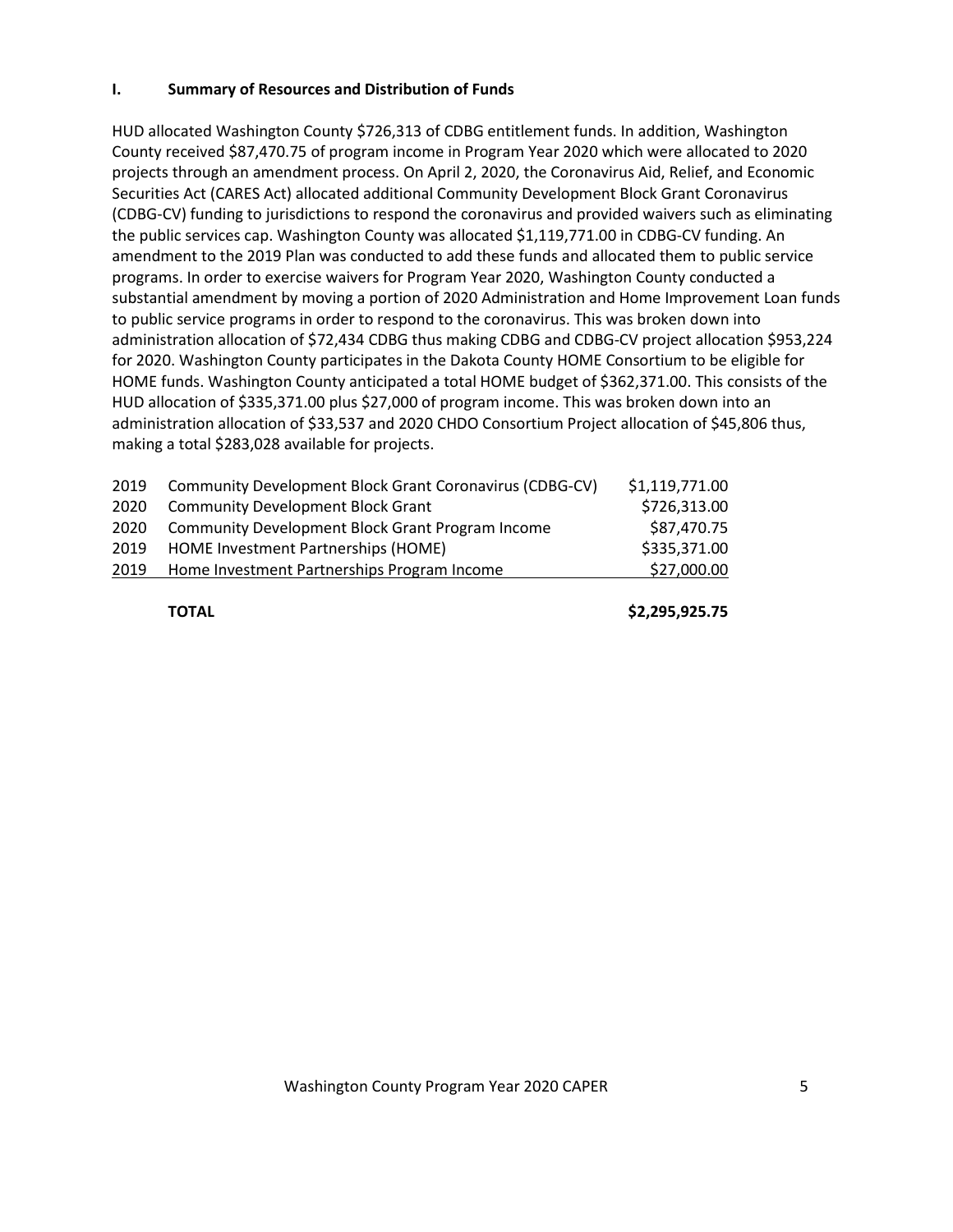## I. Summary of Resources and Distribution of Funds

HUD allocated Washington County $726,313 of CDBG entitlement funds. In addition, Washington County received $87,470.75 of program income in Program Year 2020 which were allocated to 2020 projects through an amendment process. On April 2, 2020, the Coronavirus Aid, Relief, and Economic Securities Act (CARES Act) allocated additional Community Development Block Grant Coronavirus (CDBG-CV) funding to jurisdictions to respond the coronavirus and provided waivers such as eliminating the public services cap. Washington County was allocated $1,119,771.00 in CDBG-CV funding. An amendment to the 2019 Plan was conducted to add these funds and allocated them to public service programs. In order to exercise waivers for Program Year 2020, Washington County conducted a substantial amendment by moving a portion of 2020 Administration and Home Improvement Loan funds to public service programs in order to respond to the coronavirus. This was broken down into administration allocation of $72,434 CDBG thus making CDBG and CDBG-CV project allocation $953,224 for 2020. Washington County participates in the Dakota County HOME Consortium to be eligible for HOME funds. Washington County anticipated a total HOME budget of $362,371.00. This consists of the HUD allocation of $335,371.00 plus $27,000 of program income. This was broken down into an administration allocation of $33,537 and 2020 CHDO Consortium Project allocation of $45,806 thus, making a total $283,028 available for projects.

| Year | Source | Amount |
|---|---|---|
| 2019 | Community Development Block Grant Coronavirus (CDBG-CV) | $1,119,771.00 |
| 2020 | Community Development Block Grant | $726,313.00 |
| 2020 | Community Development Block Grant Program Income | $87,470.75 |
| 2019 | HOME Investment Partnerships (HOME) | $335,371.00 |
| 2019 | Home Investment Partnerships Program Income | $27,000.00 |
| | **TOTAL** | **$2,295,925.75** |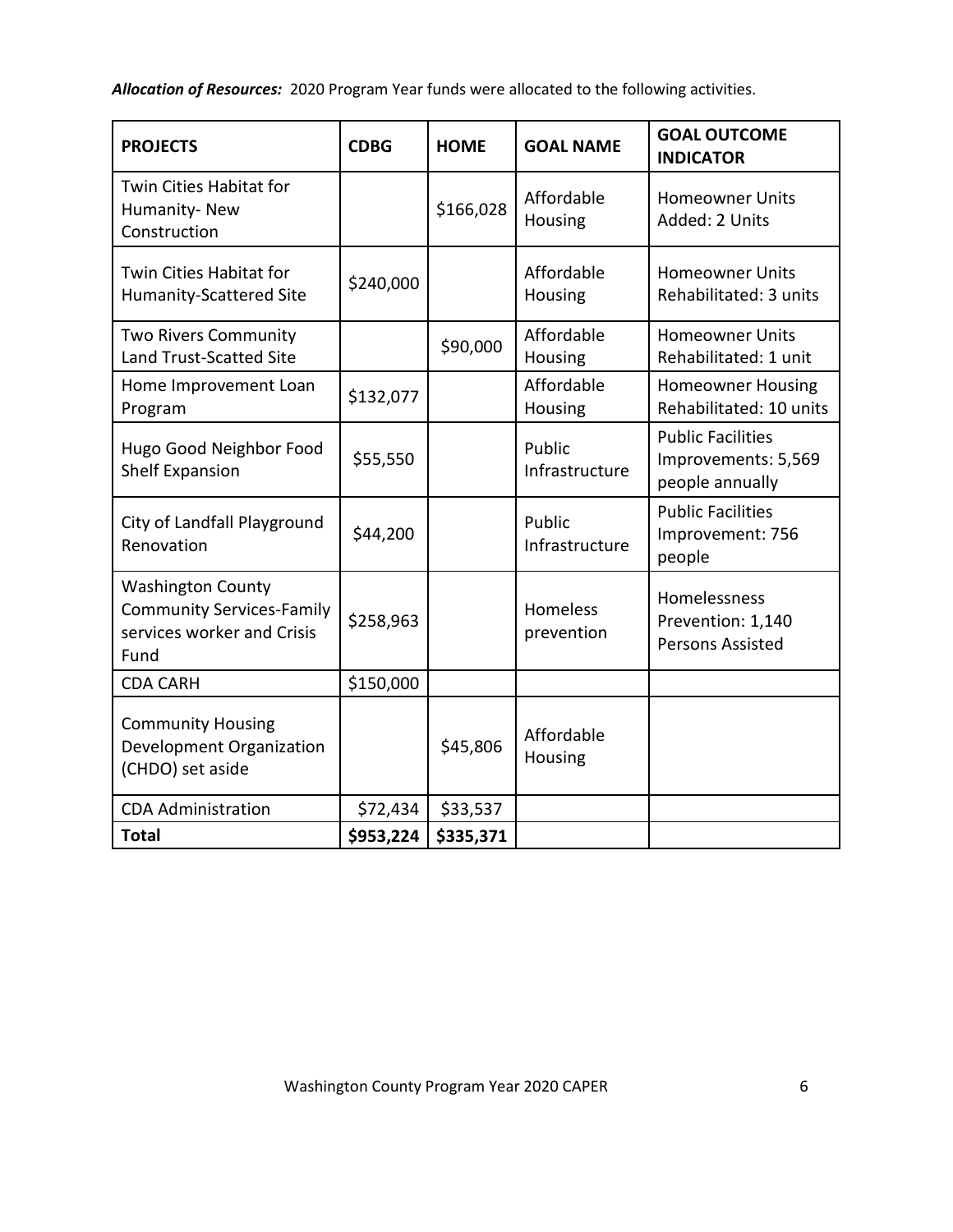***Allocation of Resources:*** 2020 Program Year funds were allocated to the following activities.

| PROJECTS | CDBG | HOME | GOAL NAME | GOAL OUTCOME INDICATOR |
|---|---|---|---|---|
| Twin Cities Habitat for Humanity- New Construction | | $166,028 | Affordable Housing | Homeowner Units Added: 2 Units |
| Twin Cities Habitat for Humanity-Scattered Site | $240,000 | | Affordable Housing | Homeowner Units Rehabilitated: 3 units |
| Two Rivers Community Land Trust-Scatted Site | | $90,000 | Affordable Housing | Homeowner Units Rehabilitated: 1 unit |
| Home Improvement Loan Program | $132,077 | | Affordable Housing | Homeowner Housing Rehabilitated: 10 units |
| Hugo Good Neighbor Food Shelf Expansion | $55,550 | | Public Infrastructure | Public Facilities Improvements: 5,569 people annually |
| City of Landfall Playground Renovation | $44,200 | | Public Infrastructure | Public Facilities Improvement: 756 people |
| Washington County Community Services-Family services worker and Crisis Fund | $258,963 | | Homeless prevention | Homelessness Prevention: 1,140 Persons Assisted |
| CDA CARH | $150,000 | | | |
| Community Housing Development Organization (CHDO) set aside | | $45,806 | Affordable Housing | |
| CDA Administration | $72,434 | $33,537 | | |
| **Total** | **$953,224** | **$335,371** | | |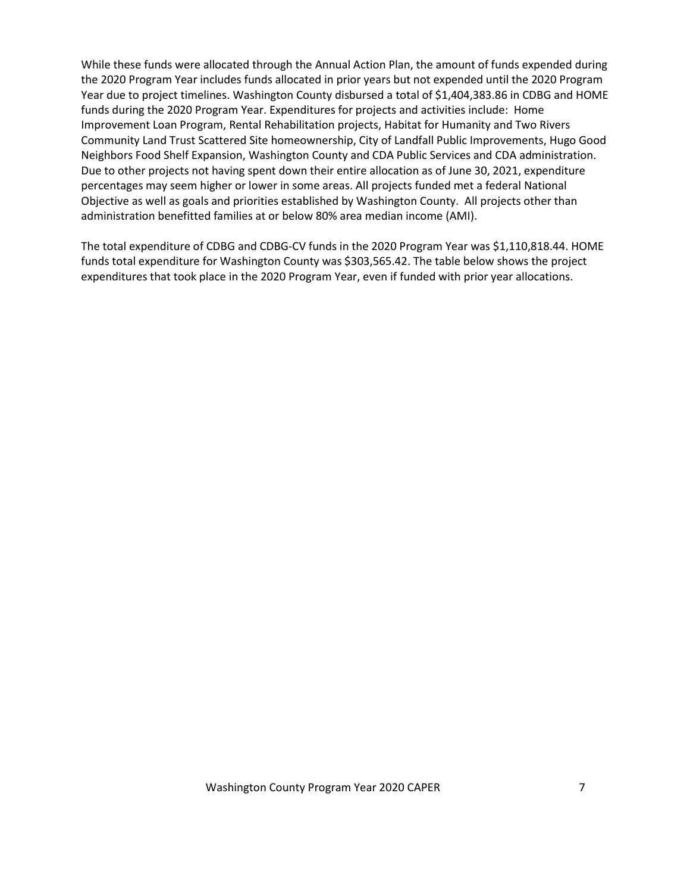While these funds were allocated through the Annual Action Plan, the amount of funds expended during the 2020 Program Year includes funds allocated in prior years but not expended until the 2020 Program Year due to project timelines. Washington County disbursed a total of $1,404,383.86 in CDBG and HOME funds during the 2020 Program Year. Expenditures for projects and activities include: Home Improvement Loan Program, Rental Rehabilitation projects, Habitat for Humanity and Two Rivers Community Land Trust Scattered Site homeownership, City of Landfall Public Improvements, Hugo Good Neighbors Food Shelf Expansion, Washington County and CDA Public Services and CDA administration. Due to other projects not having spent down their entire allocation as of June 30, 2021, expenditure percentages may seem higher or lower in some areas. All projects funded met a federal National Objective as well as goals and priorities established by Washington County. All projects other than administration benefitted families at or below 80% area median income (AMI).

The total expenditure of CDBG and CDBG-CV funds in the 2020 Program Year was $1,110,818.44. HOME funds total expenditure for Washington County was $303,565.42. The table below shows the project expenditures that took place in the 2020 Program Year, even if funded with prior year allocations.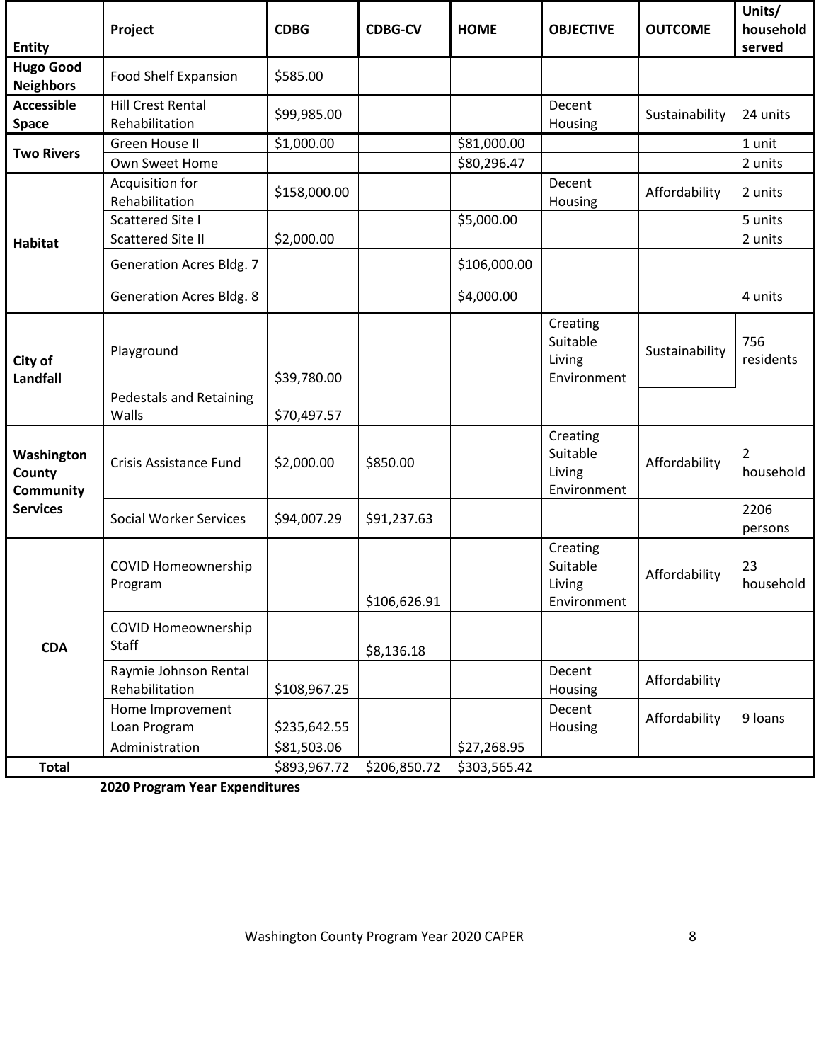| Entity | Project | CDBG | CDBG-CV | HOME | OBJECTIVE | OUTCOME | Units/ household served |
|---|---|---|---|---|---|---|---|
| Hugo Good Neighbors | Food Shelf Expansion | $585.00 | | | | | |
| Accessible Space | Hill Crest Rental Rehabilitation | $99,985.00 | | | Decent Housing | Sustainability | 24 units |
| Two Rivers | Green House II | $1,000.00 | | $81,000.00 | | | 1 unit |
| | Own Sweet Home | | | $80,296.47 | | | 2 units |
| Habitat | Acquisition for Rehabilitation | $158,000.00 | | | Decent Housing | Affordability | 2 units |
| | Scattered Site I | | | $5,000.00 | | | 5 units |
| | Scattered Site II | $2,000.00 | | | | | 2 units |
| | Generation Acres Bldg. 7 | | | $106,000.00 | | | |
| | Generation Acres Bldg. 8 | | | $4,000.00 | | | 4 units |
| City of Landfall | Playground | $39,780.00 | | | Creating Suitable Living Environment | Sustainability | 756 residents |
| | Pedestals and Retaining Walls | $70,497.57 | | | | | |
| Washington County Community Services | Crisis Assistance Fund | $2,000.00 | $850.00 | | Creating Suitable Living Environment | Affordability | 2 household |
| | Social Worker Services | $94,007.29 | $91,237.63 | | | | 2206 persons |
| CDA | COVID Homeownership Program | | $106,626.91 | | Creating Suitable Living Environment | Affordability | 23 household |
| | COVID Homeownership Staff | | $8,136.18 | | | | |
| | Raymie Johnson Rental Rehabilitation | $108,967.25 | | | Decent Housing | Affordability | |
| | Home Improvement Loan Program | $235,642.55 | | | Decent Housing | Affordability | 9 loans |
| | Administration | $81,503.06 | | $27,268.95 | | | |
| Total | | $893,967.72 | $206,850.72 | $303,565.42 | | | |

**2020 Program Year Expenditures**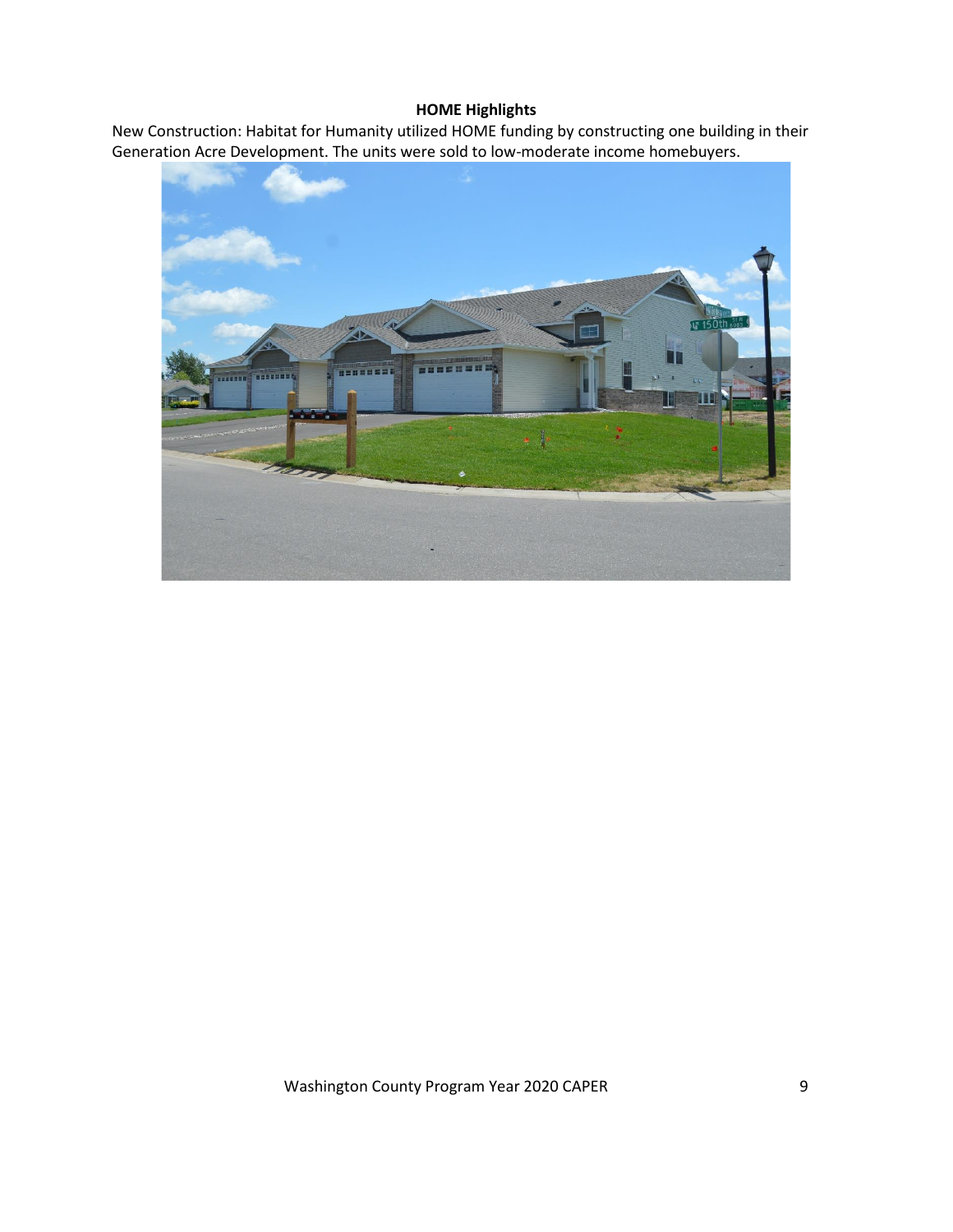**HOME Highlights**

New Construction: Habitat for Humanity utilized HOME funding by constructing one building in their Generation Acre Development. The units were sold to low-moderate income homebuyers.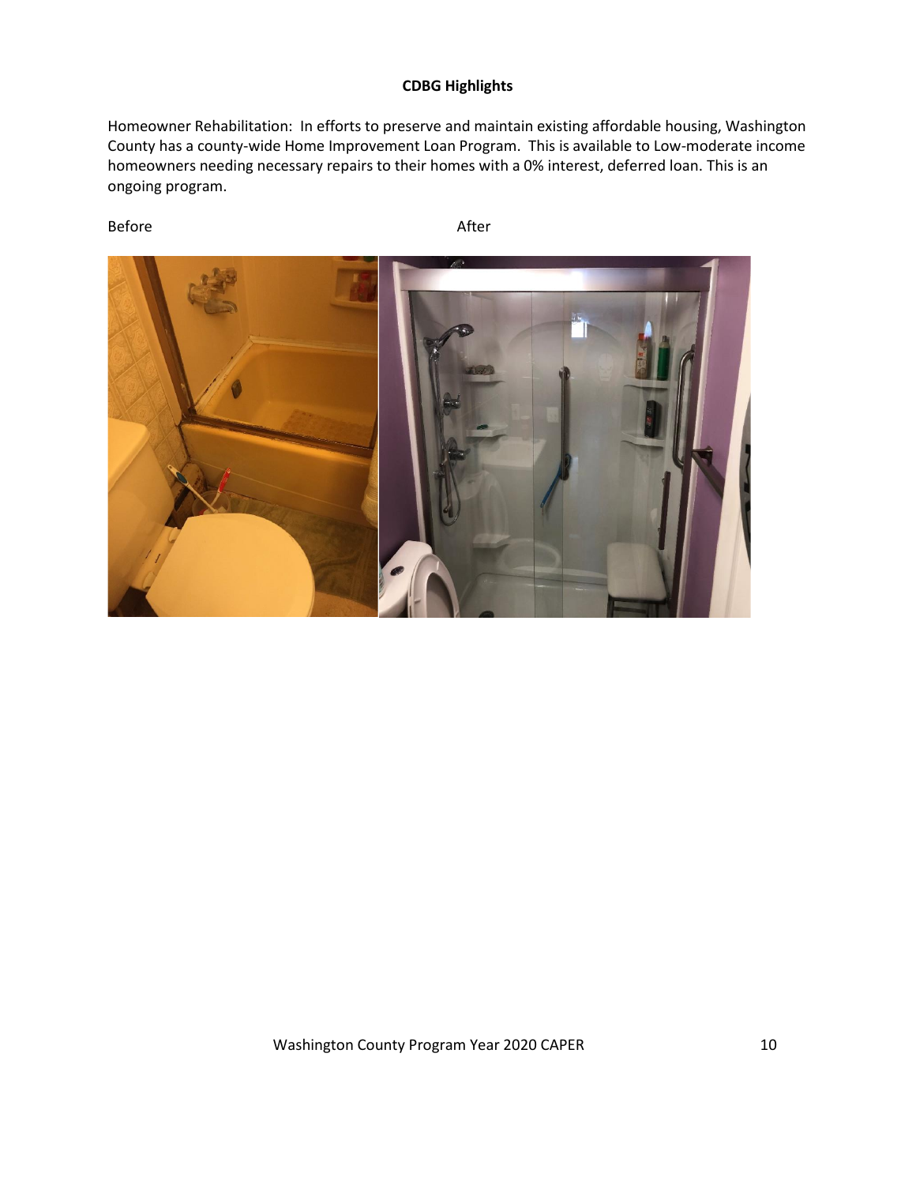**CDBG Highlights**

Homeowner Rehabilitation: In efforts to preserve and maintain existing affordable housing, Washington County has a county-wide Home Improvement Loan Program. This is available to Low-moderate income homeowners needing necessary repairs to their homes with a 0% interest, deferred loan. This is an ongoing program.

Before After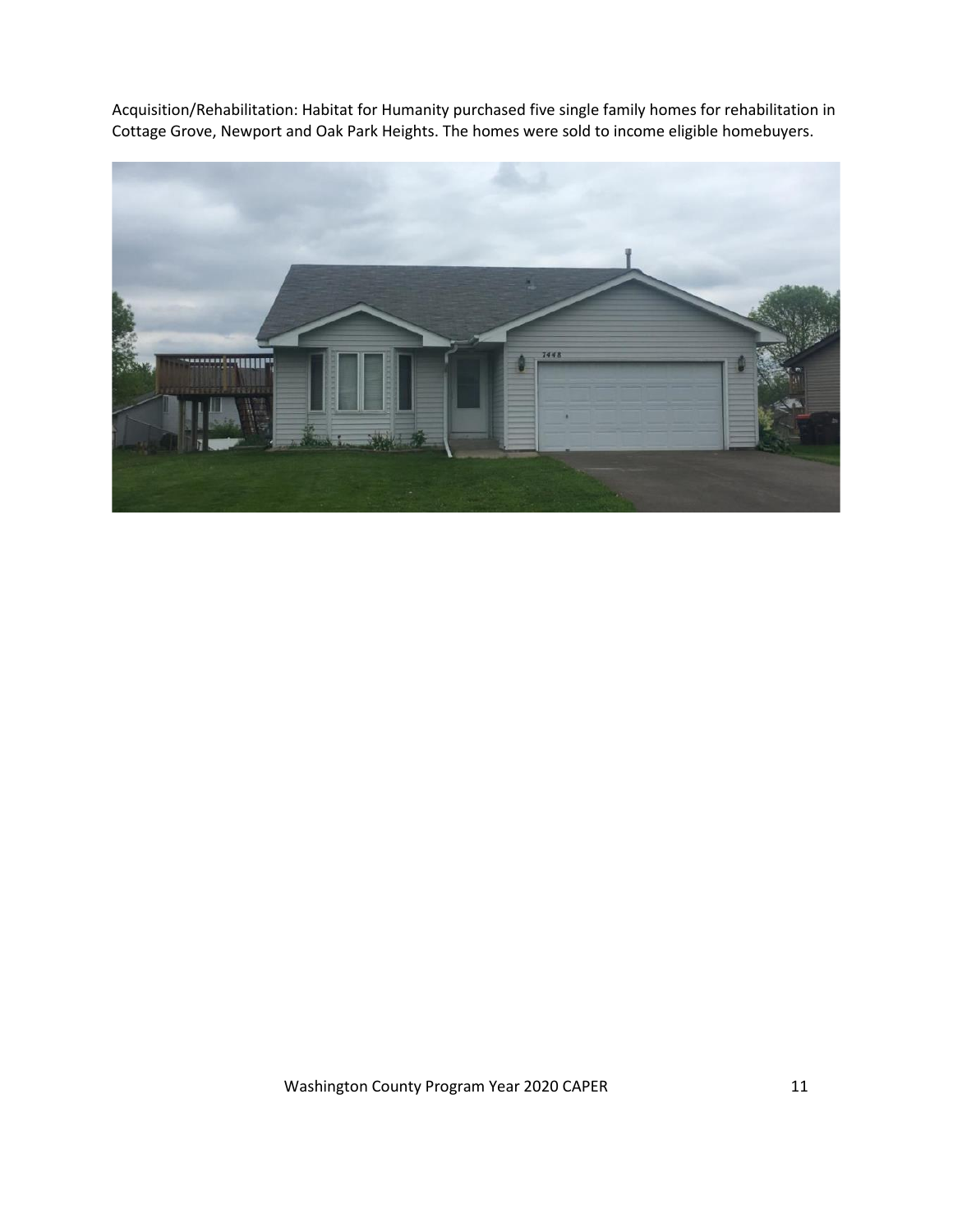Acquisition/Rehabilitation: Habitat for Humanity purchased five single family homes for rehabilitation in Cottage Grove, Newport and Oak Park Heights. The homes were sold to income eligible homebuyers.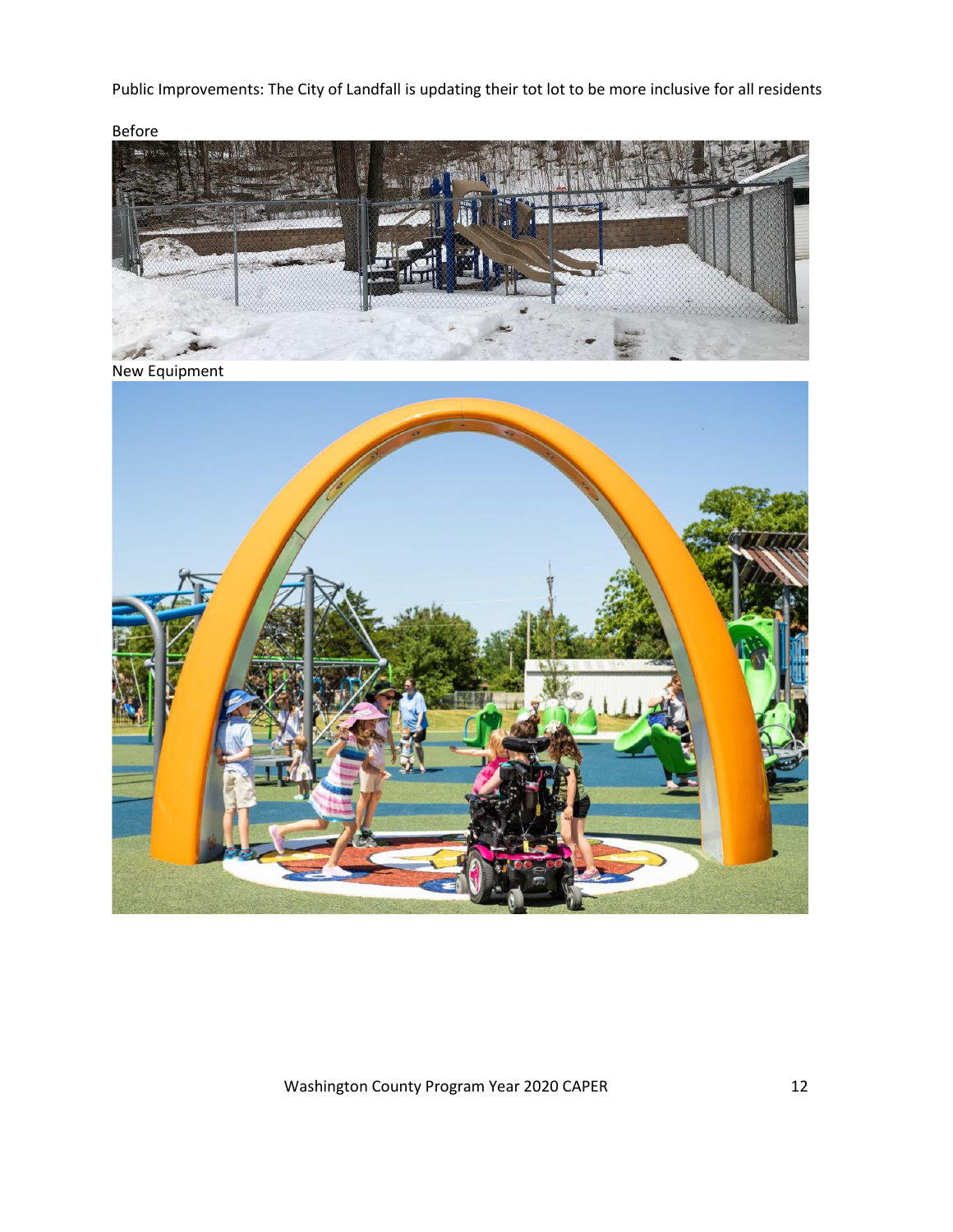Public Improvements: The City of Landfall is updating their tot lot to be more inclusive for all residents

Before

New Equipment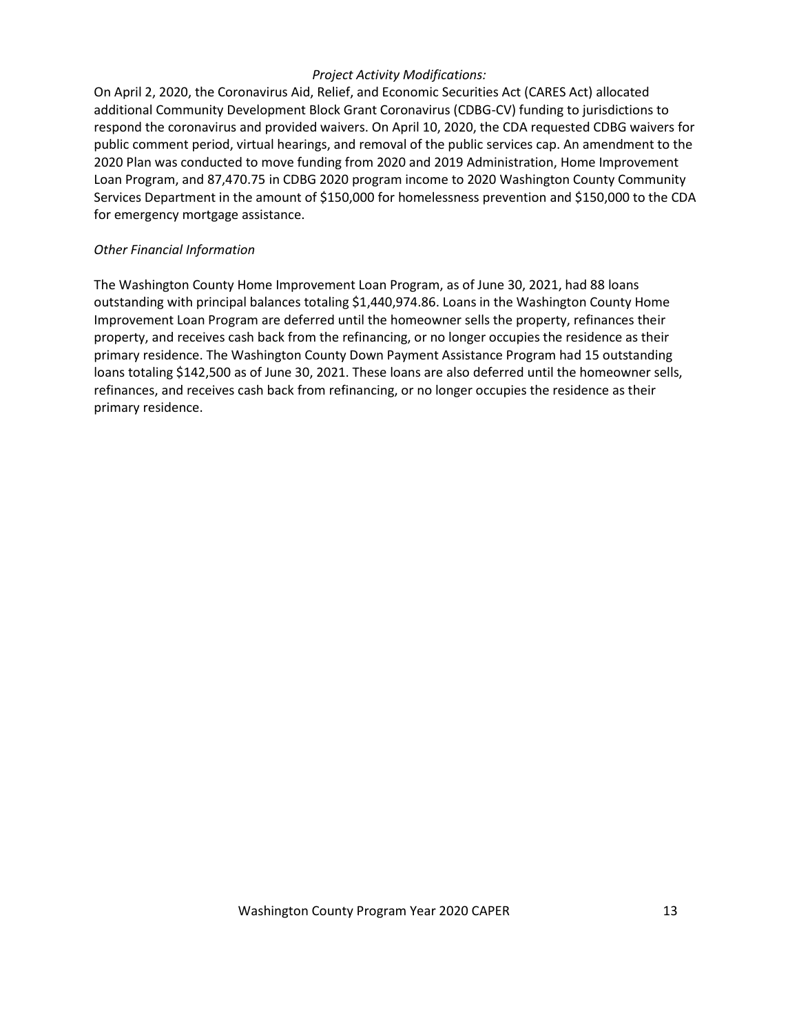*Project Activity Modifications:*

On April 2, 2020, the Coronavirus Aid, Relief, and Economic Securities Act (CARES Act) allocated additional Community Development Block Grant Coronavirus (CDBG-CV) funding to jurisdictions to respond the coronavirus and provided waivers. On April 10, 2020, the CDA requested CDBG waivers for public comment period, virtual hearings, and removal of the public services cap. An amendment to the 2020 Plan was conducted to move funding from 2020 and 2019 Administration, Home Improvement Loan Program, and 87,470.75 in CDBG 2020 program income to 2020 Washington County Community Services Department in the amount of $150,000 for homelessness prevention and $150,000 to the CDA for emergency mortgage assistance.

*Other Financial Information*

The Washington County Home Improvement Loan Program, as of June 30, 2021, had 88 loans outstanding with principal balances totaling $1,440,974.86. Loans in the Washington County Home Improvement Loan Program are deferred until the homeowner sells the property, refinances their property, and receives cash back from the refinancing, or no longer occupies the residence as their primary residence. The Washington County Down Payment Assistance Program had 15 outstanding loans totaling $142,500 as of June 30, 2021. These loans are also deferred until the homeowner sells, refinances, and receives cash back from refinancing, or no longer occupies the residence as their primary residence.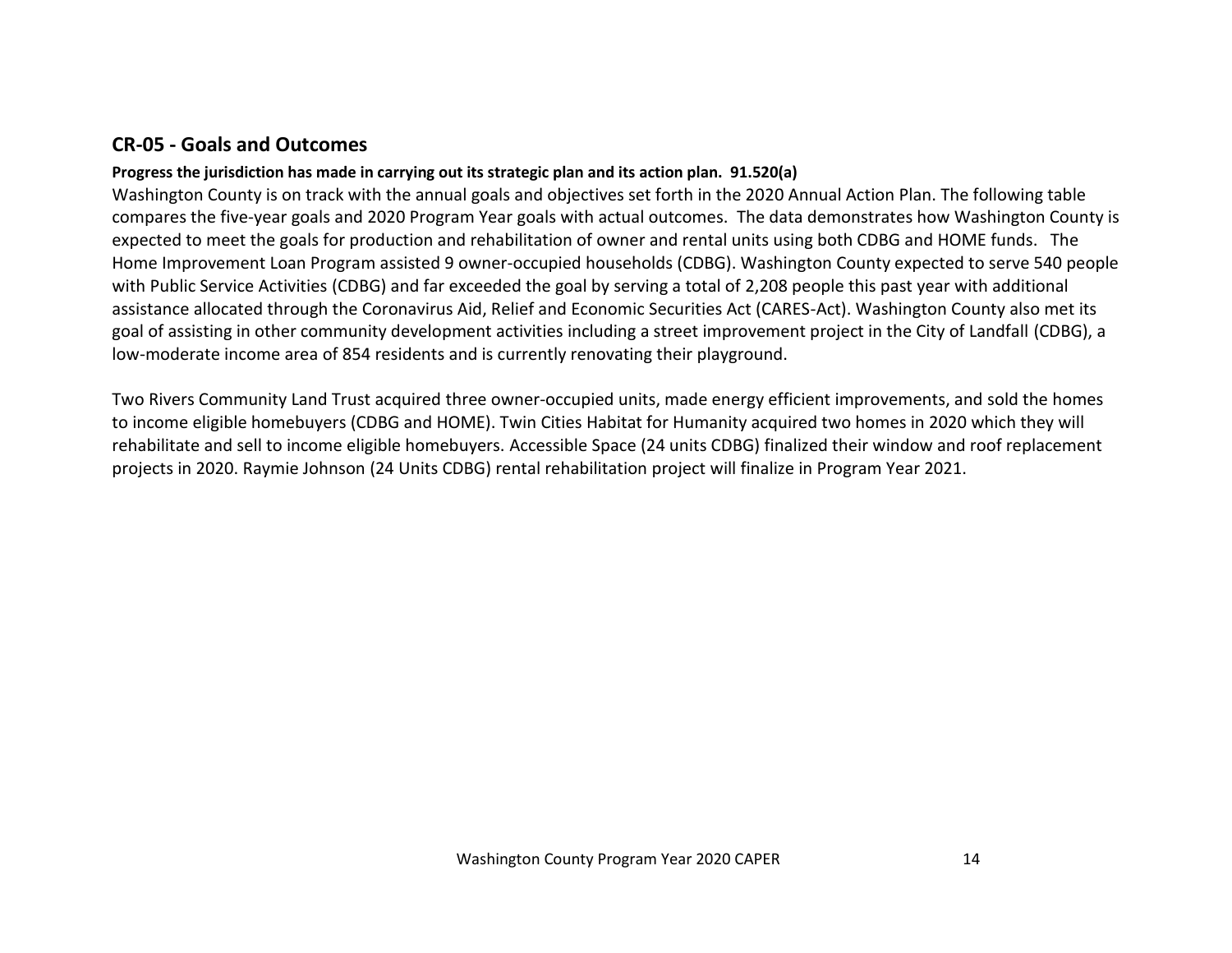## CR-05 - Goals and Outcomes

**Progress the jurisdiction has made in carrying out its strategic plan and its action plan. 91.520(a)**

Washington County is on track with the annual goals and objectives set forth in the 2020 Annual Action Plan. The following table compares the five-year goals and 2020 Program Year goals with actual outcomes. The data demonstrates how Washington County is expected to meet the goals for production and rehabilitation of owner and rental units using both CDBG and HOME funds. The Home Improvement Loan Program assisted 9 owner-occupied households (CDBG). Washington County expected to serve 540 people with Public Service Activities (CDBG) and far exceeded the goal by serving a total of 2,208 people this past year with additional assistance allocated through the Coronavirus Aid, Relief and Economic Securities Act (CARES-Act). Washington County also met its goal of assisting in other community development activities including a street improvement project in the City of Landfall (CDBG), a low-moderate income area of 854 residents and is currently renovating their playground.

Two Rivers Community Land Trust acquired three owner-occupied units, made energy efficient improvements, and sold the homes to income eligible homebuyers (CDBG and HOME). Twin Cities Habitat for Humanity acquired two homes in 2020 which they will rehabilitate and sell to income eligible homebuyers. Accessible Space (24 units CDBG) finalized their window and roof replacement projects in 2020. Raymie Johnson (24 Units CDBG) rental rehabilitation project will finalize in Program Year 2021.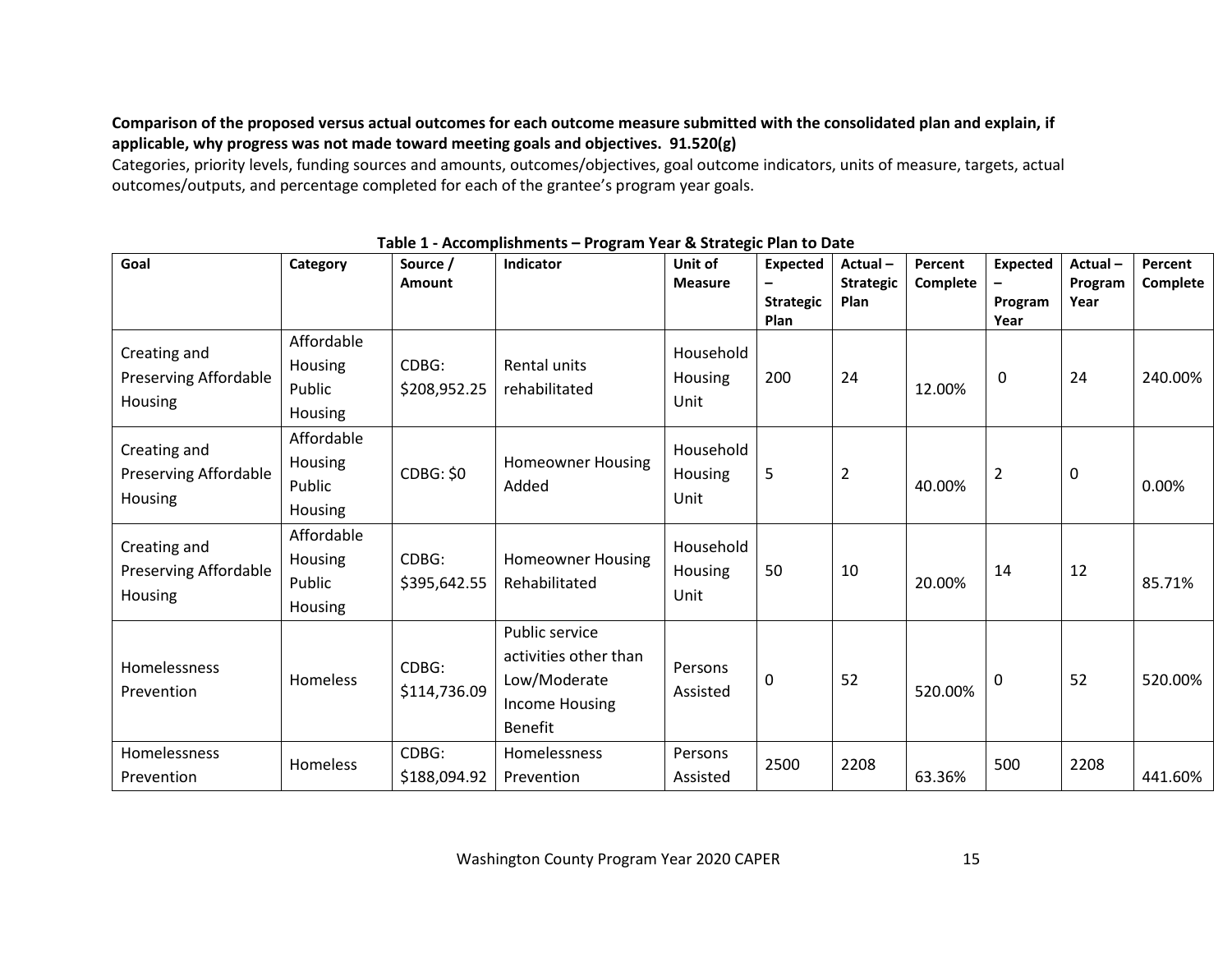**Comparison of the proposed versus actual outcomes for each outcome measure submitted with the consolidated plan and explain, if applicable, why progress was not made toward meeting goals and objectives. 91.520(g)**

Categories, priority levels, funding sources and amounts, outcomes/objectives, goal outcome indicators, units of measure, targets, actual outcomes/outputs, and percentage completed for each of the grantee's program year goals.

**Table 1 - Accomplishments – Program Year & Strategic Plan to Date**

| Goal | Category | Source / Amount | Indicator | Unit of Measure | Expected – Strategic Plan | Actual – Strategic Plan | Percent Complete | Expected – Program Year | Actual – Program Year | Percent Complete |
|---|---|---|---|---|---|---|---|---|---|---|
| Creating and Preserving Affordable Housing | Affordable Housing Public Housing | CDBG: $208,952.25 | Rental units rehabilitated | Household Housing Unit | 200 | 24 | 12.00% | 0 | 24 | 240.00% |
| Creating and Preserving Affordable Housing | Affordable Housing Public Housing | CDBG: $0 | Homeowner Housing Added | Household Housing Unit | 5 | 2 | 40.00% | 2 | 0 | 0.00% |
| Creating and Preserving Affordable Housing | Affordable Housing Public Housing | CDBG: $395,642.55 | Homeowner Housing Rehabilitated | Household Housing Unit | 50 | 10 | 20.00% | 14 | 12 | 85.71% |
| Homelessness Prevention | Homeless | CDBG: $114,736.09 | Public service activities other than Low/Moderate Income Housing Benefit | Persons Assisted | 0 | 52 | 520.00% | 0 | 52 | 520.00% |
| Homelessness Prevention | Homeless | CDBG: $188,094.92 | Homelessness Prevention | Persons Assisted | 2500 | 2208 | 63.36% | 500 | 2208 | 441.60% |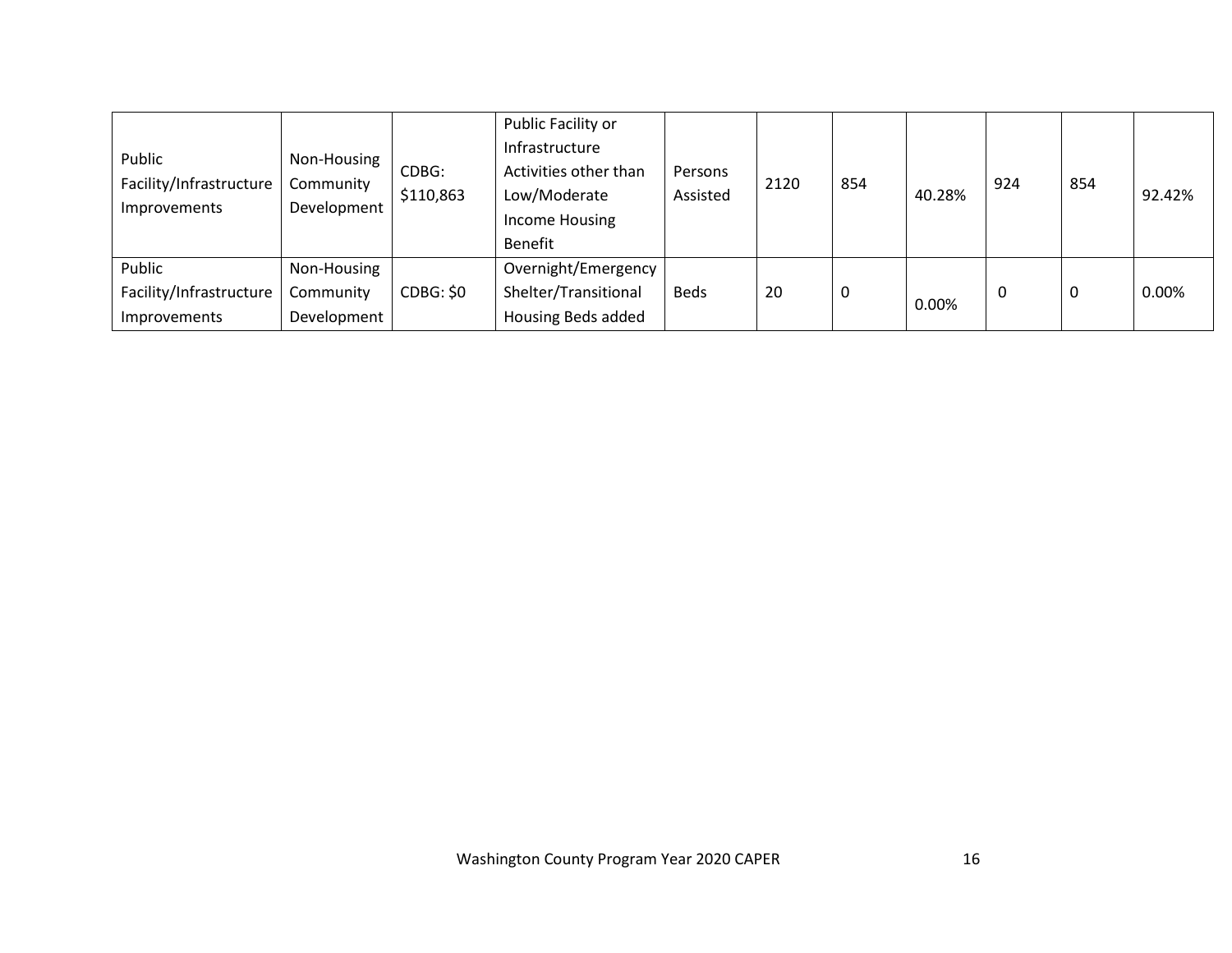| Public Facility/Infrastructure Improvements | Non-Housing Community Development | CDBG: $110,863 | Public Facility or Infrastructure Activities other than Low/Moderate Income Housing Benefit | Persons Assisted | 2120 | 854 | 40.28% | 924 | 854 | 92.42% |
|---|---|---|---|---|---|---|---|---|---|---|
| Public Facility/Infrastructure Improvements | Non-Housing Community Development | CDBG: $0 | Overnight/Emergency Shelter/Transitional Housing Beds added | Beds | 20 | 0 | 0.00% | 0 | 0 | 0.00% |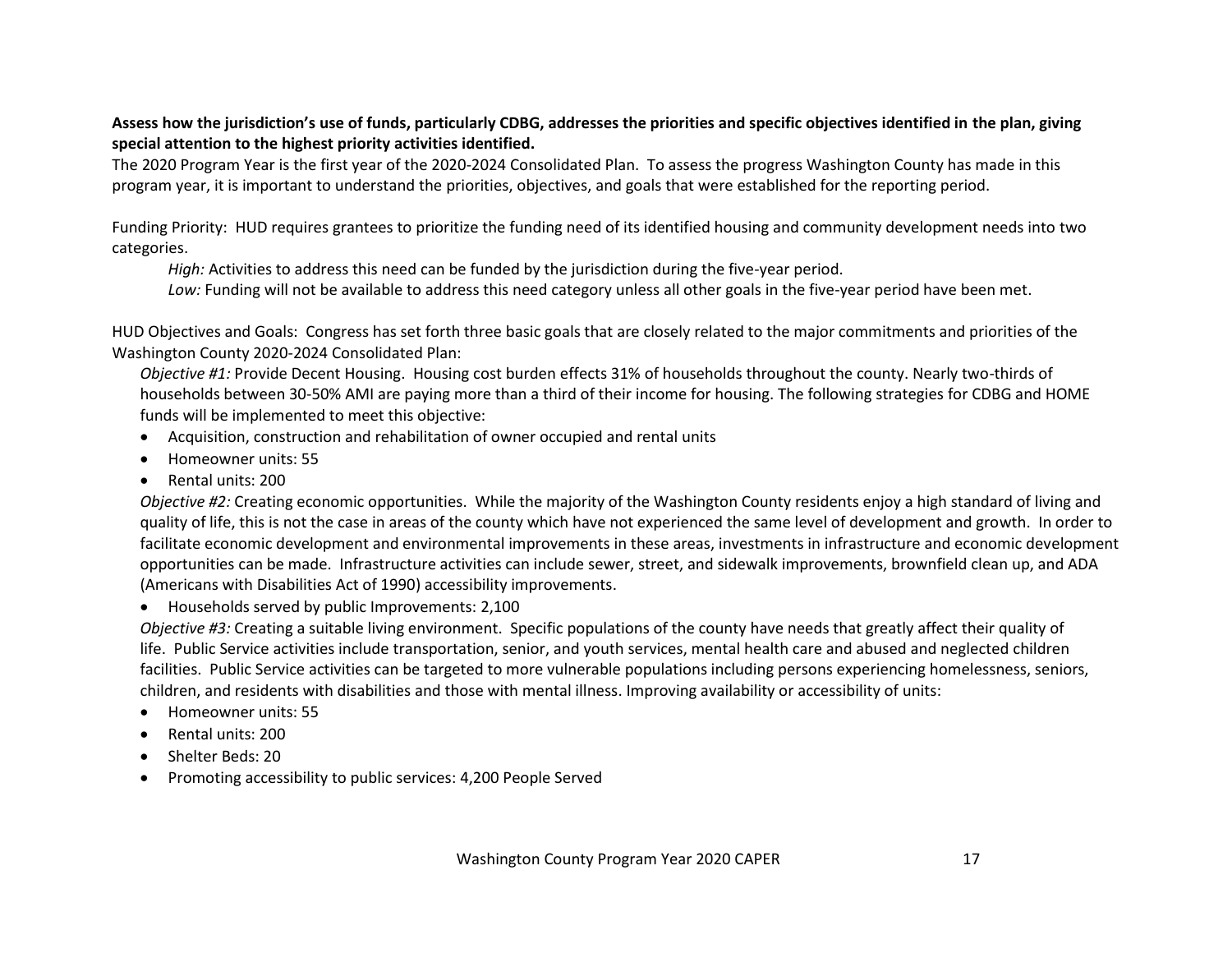**Assess how the jurisdiction's use of funds, particularly CDBG, addresses the priorities and specific objectives identified in the plan, giving special attention to the highest priority activities identified.**

The 2020 Program Year is the first year of the 2020-2024 Consolidated Plan. To assess the progress Washington County has made in this program year, it is important to understand the priorities, objectives, and goals that were established for the reporting period.

Funding Priority: HUD requires grantees to prioritize the funding need of its identified housing and community development needs into two categories.

*High:* Activities to address this need can be funded by the jurisdiction during the five-year period.

*Low:* Funding will not be available to address this need category unless all other goals in the five-year period have been met.

HUD Objectives and Goals: Congress has set forth three basic goals that are closely related to the major commitments and priorities of the Washington County 2020-2024 Consolidated Plan:

*Objective #1:* Provide Decent Housing. Housing cost burden effects 31% of households throughout the county. Nearly two-thirds of households between 30-50% AMI are paying more than a third of their income for housing. The following strategies for CDBG and HOME funds will be implemented to meet this objective:

- Acquisition, construction and rehabilitation of owner occupied and rental units
- Homeowner units: 55
- Rental units: 200

*Objective #2:* Creating economic opportunities. While the majority of the Washington County residents enjoy a high standard of living and quality of life, this is not the case in areas of the county which have not experienced the same level of development and growth. In order to facilitate economic development and environmental improvements in these areas, investments in infrastructure and economic development opportunities can be made. Infrastructure activities can include sewer, street, and sidewalk improvements, brownfield clean up, and ADA (Americans with Disabilities Act of 1990) accessibility improvements.

- Households served by public Improvements: 2,100

*Objective #3:* Creating a suitable living environment. Specific populations of the county have needs that greatly affect their quality of life. Public Service activities include transportation, senior, and youth services, mental health care and abused and neglected children facilities. Public Service activities can be targeted to more vulnerable populations including persons experiencing homelessness, seniors, children, and residents with disabilities and those with mental illness. Improving availability or accessibility of units:

- Homeowner units: 55
- Rental units: 200
- Shelter Beds: 20
- Promoting accessibility to public services: 4,200 People Served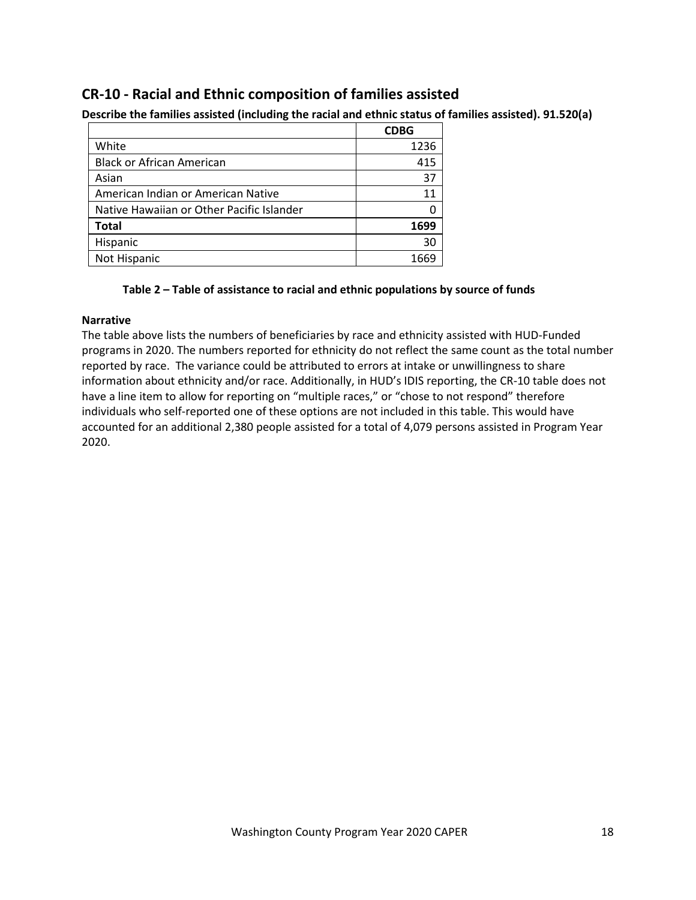## CR-10 - Racial and Ethnic composition of families assisted

**Describe the families assisted (including the racial and ethnic status of families assisted). 91.520(a)**

| | CDBG |
|---|---|
| White | 1236 |
| Black or African American | 415 |
| Asian | 37 |
| American Indian or American Native | 11 |
| Native Hawaiian or Other Pacific Islander | 0 |
| **Total** | **1699** |
| Hispanic | 30 |
| Not Hispanic | 1669 |

**Table 2 – Table of assistance to racial and ethnic populations by source of funds**

**Narrative**

The table above lists the numbers of beneficiaries by race and ethnicity assisted with HUD-Funded programs in 2020. The numbers reported for ethnicity do not reflect the same count as the total number reported by race. The variance could be attributed to errors at intake or unwillingness to share information about ethnicity and/or race. Additionally, in HUD's IDIS reporting, the CR-10 table does not have a line item to allow for reporting on "multiple races," or "chose to not respond" therefore individuals who self-reported one of these options are not included in this table. This would have accounted for an additional 2,380 people assisted for a total of 4,079 persons assisted in Program Year 2020.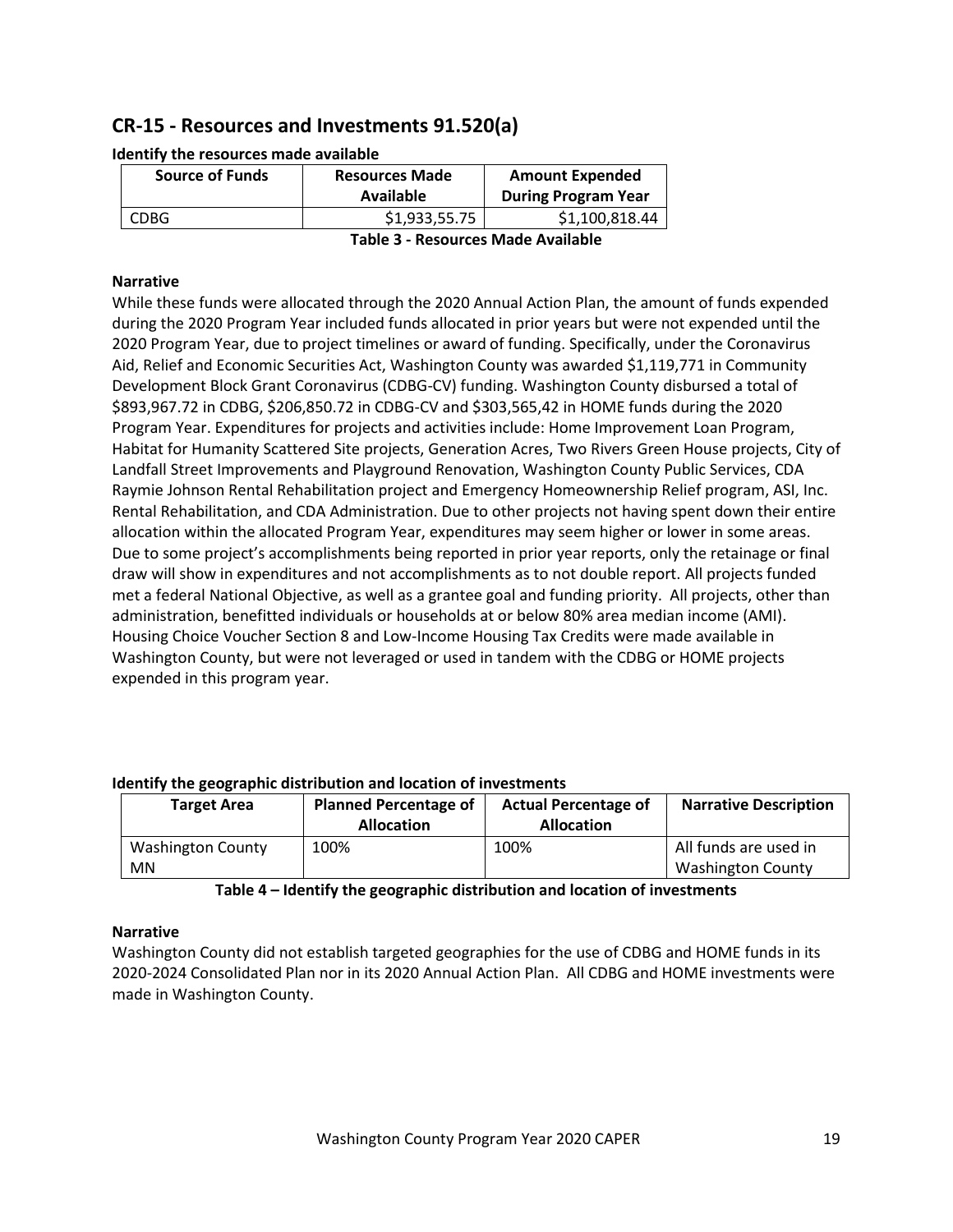## CR-15 - Resources and Investments 91.520(a)

**Identify the resources made available**

| Source of Funds | Resources Made Available | Amount Expended During Program Year |
|---|---|---|
| CDBG | $1,933,55.75 | $1,100,818.44 |

**Table 3 - Resources Made Available**

**Narrative**

While these funds were allocated through the 2020 Annual Action Plan, the amount of funds expended during the 2020 Program Year included funds allocated in prior years but were not expended until the 2020 Program Year, due to project timelines or award of funding. Specifically, under the Coronavirus Aid, Relief and Economic Securities Act, Washington County was awarded $1,119,771 in Community Development Block Grant Coronavirus (CDBG-CV) funding. Washington County disbursed a total of $893,967.72 in CDBG, $206,850.72 in CDBG-CV and $303,565,42 in HOME funds during the 2020 Program Year. Expenditures for projects and activities include: Home Improvement Loan Program, Habitat for Humanity Scattered Site projects, Generation Acres, Two Rivers Green House projects, City of Landfall Street Improvements and Playground Renovation, Washington County Public Services, CDA Raymie Johnson Rental Rehabilitation project and Emergency Homeownership Relief program, ASI, Inc. Rental Rehabilitation, and CDA Administration. Due to other projects not having spent down their entire allocation within the allocated Program Year, expenditures may seem higher or lower in some areas. Due to some project's accomplishments being reported in prior year reports, only the retainage or final draw will show in expenditures and not accomplishments as to not double report. All projects funded met a federal National Objective, as well as a grantee goal and funding priority. All projects, other than administration, benefitted individuals or households at or below 80% area median income (AMI). Housing Choice Voucher Section 8 and Low-Income Housing Tax Credits were made available in Washington County, but were not leveraged or used in tandem with the CDBG or HOME projects expended in this program year.

**Identify the geographic distribution and location of investments**

| Target Area | Planned Percentage of Allocation | Actual Percentage of Allocation | Narrative Description |
|---|---|---|---|
| Washington County MN | 100% | 100% | All funds are used in Washington County |

**Table 4 – Identify the geographic distribution and location of investments**

**Narrative**

Washington County did not establish targeted geographies for the use of CDBG and HOME funds in its 2020-2024 Consolidated Plan nor in its 2020 Annual Action Plan. All CDBG and HOME investments were made in Washington County.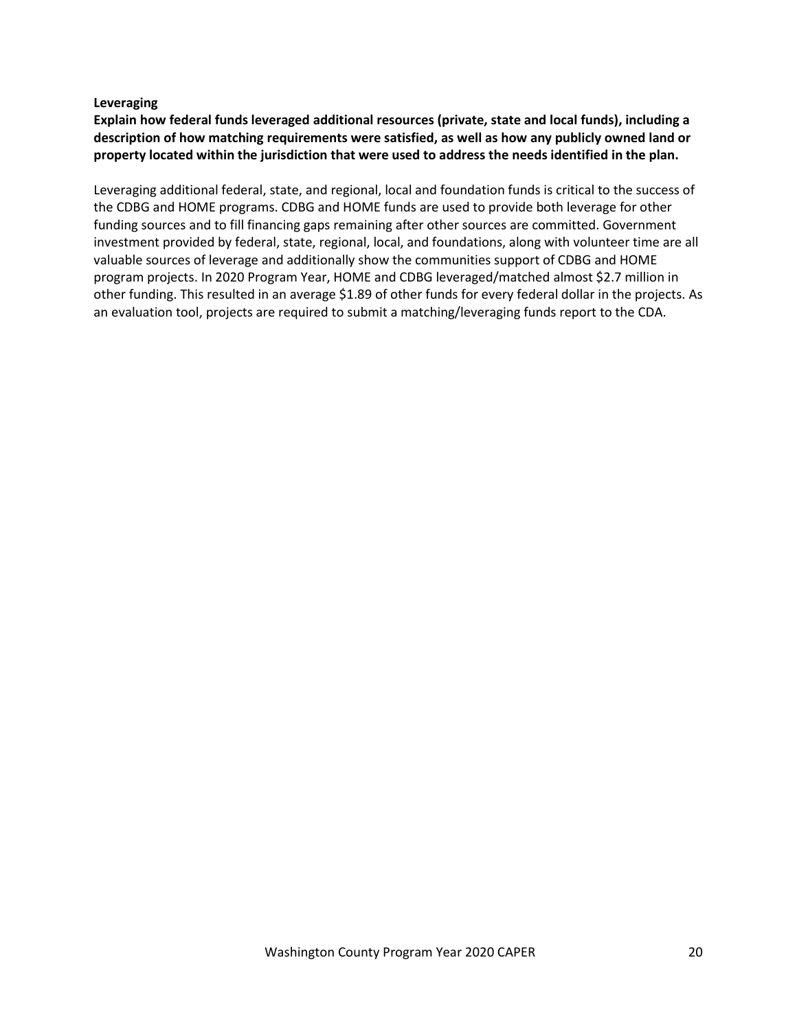**Leveraging**

**Explain how federal funds leveraged additional resources (private, state and local funds), including a description of how matching requirements were satisfied, as well as how any publicly owned land or property located within the jurisdiction that were used to address the needs identified in the plan.**

Leveraging additional federal, state, and regional, local and foundation funds is critical to the success of the CDBG and HOME programs. CDBG and HOME funds are used to provide both leverage for other funding sources and to fill financing gaps remaining after other sources are committed. Government investment provided by federal, state, regional, local, and foundations, along with volunteer time are all valuable sources of leverage and additionally show the communities support of CDBG and HOME program projects. In 2020 Program Year, HOME and CDBG leveraged/matched almost $2.7 million in other funding. This resulted in an average $1.89 of other funds for every federal dollar in the projects. As an evaluation tool, projects are required to submit a matching/leveraging funds report to the CDA.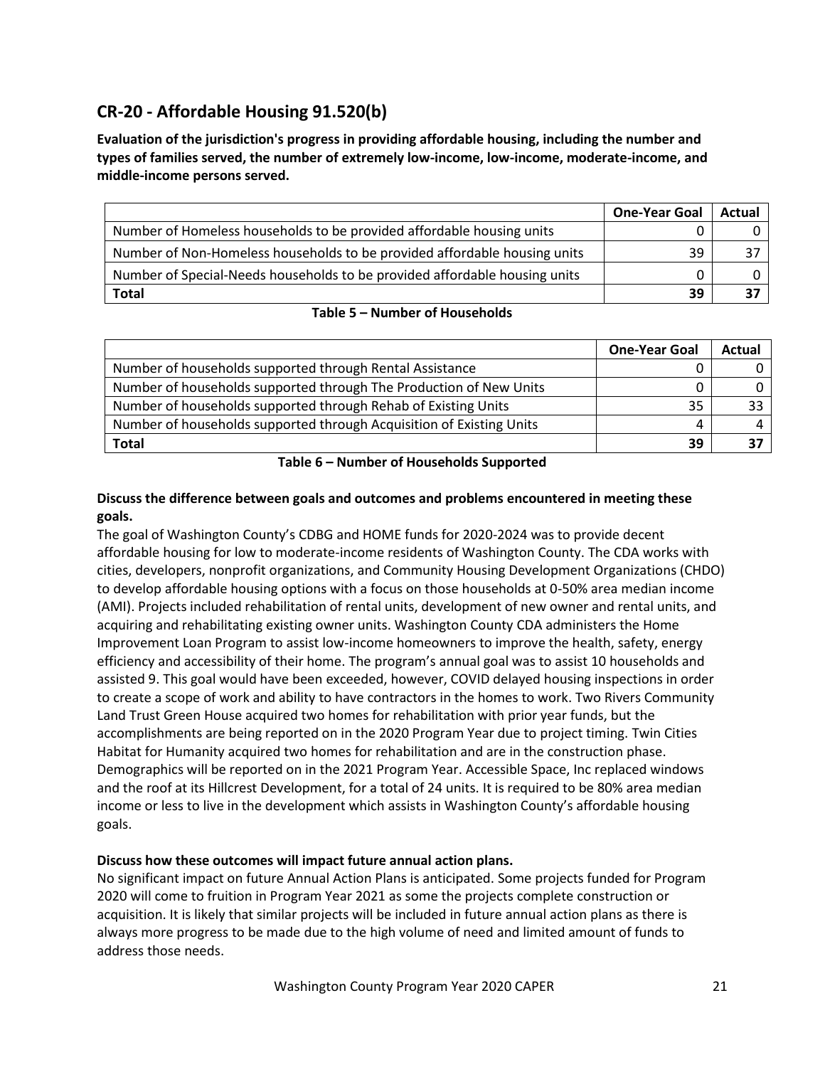## CR-20 - Affordable Housing 91.520(b)

**Evaluation of the jurisdiction's progress in providing affordable housing, including the number and types of families served, the number of extremely low-income, low-income, moderate-income, and middle-income persons served.**

| | One-Year Goal | Actual |
|---|---|---|
| Number of Homeless households to be provided affordable housing units | 0 | 0 |
| Number of Non-Homeless households to be provided affordable housing units | 39 | 37 |
| Number of Special-Needs households to be provided affordable housing units | 0 | 0 |
| **Total** | **39** | **37** |

**Table 5 – Number of Households**

| | One-Year Goal | Actual |
|---|---|---|
| Number of households supported through Rental Assistance | 0 | 0 |
| Number of households supported through The Production of New Units | 0 | 0 |
| Number of households supported through Rehab of Existing Units | 35 | 33 |
| Number of households supported through Acquisition of Existing Units | 4 | 4 |
| **Total** | **39** | **37** |

**Table 6 – Number of Households Supported**

**Discuss the difference between goals and outcomes and problems encountered in meeting these goals.**

The goal of Washington County's CDBG and HOME funds for 2020-2024 was to provide decent affordable housing for low to moderate-income residents of Washington County. The CDA works with cities, developers, nonprofit organizations, and Community Housing Development Organizations (CHDO) to develop affordable housing options with a focus on those households at 0-50% area median income (AMI). Projects included rehabilitation of rental units, development of new owner and rental units, and acquiring and rehabilitating existing owner units. Washington County CDA administers the Home Improvement Loan Program to assist low-income homeowners to improve the health, safety, energy efficiency and accessibility of their home. The program's annual goal was to assist 10 households and assisted 9. This goal would have been exceeded, however, COVID delayed housing inspections in order to create a scope of work and ability to have contractors in the homes to work. Two Rivers Community Land Trust Green House acquired two homes for rehabilitation with prior year funds, but the accomplishments are being reported on in the 2020 Program Year due to project timing. Twin Cities Habitat for Humanity acquired two homes for rehabilitation and are in the construction phase. Demographics will be reported on in the 2021 Program Year. Accessible Space, Inc replaced windows and the roof at its Hillcrest Development, for a total of 24 units. It is required to be 80% area median income or less to live in the development which assists in Washington County's affordable housing goals.

**Discuss how these outcomes will impact future annual action plans.**

No significant impact on future Annual Action Plans is anticipated. Some projects funded for Program 2020 will come to fruition in Program Year 2021 as some the projects complete construction or acquisition. It is likely that similar projects will be included in future annual action plans as there is always more progress to be made due to the high volume of need and limited amount of funds to address those needs.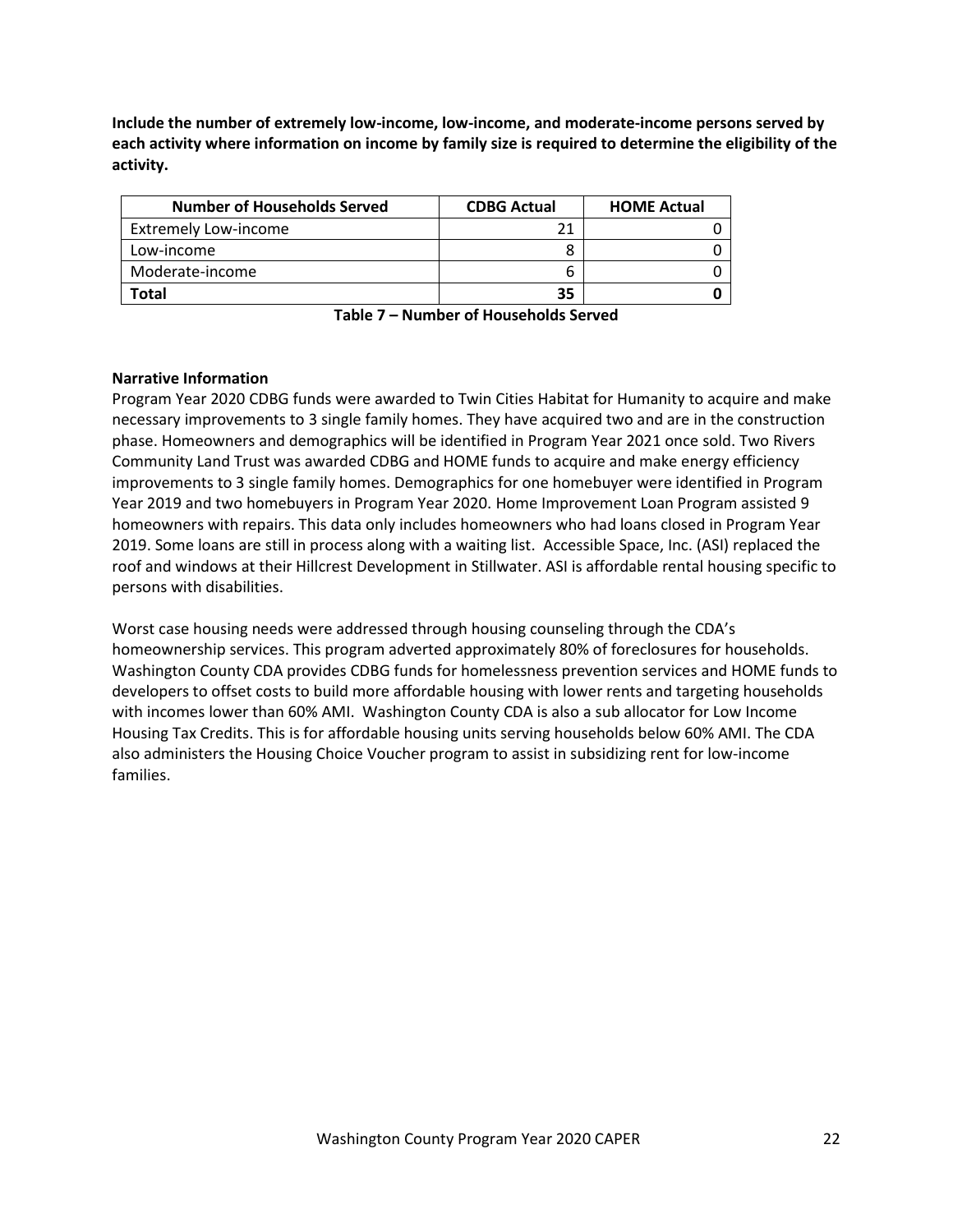**Include the number of extremely low-income, low-income, and moderate-income persons served by each activity where information on income by family size is required to determine the eligibility of the activity.**

| Number of Households Served | CDBG Actual | HOME Actual |
|---|---|---|
| Extremely Low-income | 21 | 0 |
| Low-income | 8 | 0 |
| Moderate-income | 6 | 0 |
| **Total** | **35** | **0** |

**Table 7 – Number of Households Served**

**Narrative Information**

Program Year 2020 CDBG funds were awarded to Twin Cities Habitat for Humanity to acquire and make necessary improvements to 3 single family homes. They have acquired two and are in the construction phase. Homeowners and demographics will be identified in Program Year 2021 once sold. Two Rivers Community Land Trust was awarded CDBG and HOME funds to acquire and make energy efficiency improvements to 3 single family homes. Demographics for one homebuyer were identified in Program Year 2019 and two homebuyers in Program Year 2020. Home Improvement Loan Program assisted 9 homeowners with repairs. This data only includes homeowners who had loans closed in Program Year 2019. Some loans are still in process along with a waiting list. Accessible Space, Inc. (ASI) replaced the roof and windows at their Hillcrest Development in Stillwater. ASI is affordable rental housing specific to persons with disabilities.

Worst case housing needs were addressed through housing counseling through the CDA's homeownership services. This program adverted approximately 80% of foreclosures for households. Washington County CDA provides CDBG funds for homelessness prevention services and HOME funds to developers to offset costs to build more affordable housing with lower rents and targeting households with incomes lower than 60% AMI. Washington County CDA is also a sub allocator for Low Income Housing Tax Credits. This is for affordable housing units serving households below 60% AMI. The CDA also administers the Housing Choice Voucher program to assist in subsidizing rent for low-income families.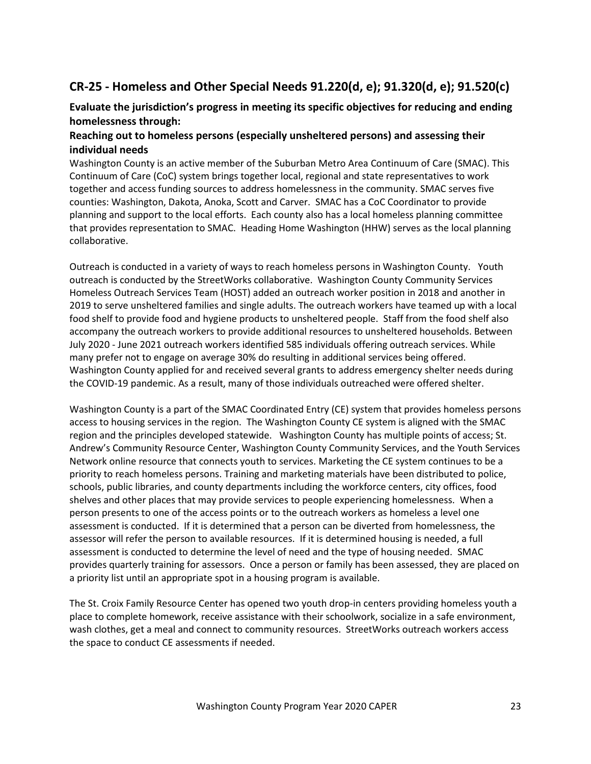## CR-25 - Homeless and Other Special Needs 91.220(d, e); 91.320(d, e); 91.520(c)

**Evaluate the jurisdiction's progress in meeting its specific objectives for reducing and ending homelessness through:**

**Reaching out to homeless persons (especially unsheltered persons) and assessing their individual needs**

Washington County is an active member of the Suburban Metro Area Continuum of Care (SMAC). This Continuum of Care (CoC) system brings together local, regional and state representatives to work together and access funding sources to address homelessness in the community. SMAC serves five counties: Washington, Dakota, Anoka, Scott and Carver. SMAC has a CoC Coordinator to provide planning and support to the local efforts. Each county also has a local homeless planning committee that provides representation to SMAC. Heading Home Washington (HHW) serves as the local planning collaborative.

Outreach is conducted in a variety of ways to reach homeless persons in Washington County. Youth outreach is conducted by the StreetWorks collaborative. Washington County Community Services Homeless Outreach Services Team (HOST) added an outreach worker position in 2018 and another in 2019 to serve unsheltered families and single adults. The outreach workers have teamed up with a local food shelf to provide food and hygiene products to unsheltered people. Staff from the food shelf also accompany the outreach workers to provide additional resources to unsheltered households. Between July 2020 - June 2021 outreach workers identified 585 individuals offering outreach services. While many prefer not to engage on average 30% do resulting in additional services being offered. Washington County applied for and received several grants to address emergency shelter needs during the COVID-19 pandemic. As a result, many of those individuals outreached were offered shelter.

Washington County is a part of the SMAC Coordinated Entry (CE) system that provides homeless persons access to housing services in the region. The Washington County CE system is aligned with the SMAC region and the principles developed statewide. Washington County has multiple points of access; St. Andrew's Community Resource Center, Washington County Community Services, and the Youth Services Network online resource that connects youth to services. Marketing the CE system continues to be a priority to reach homeless persons. Training and marketing materials have been distributed to police, schools, public libraries, and county departments including the workforce centers, city offices, food shelves and other places that may provide services to people experiencing homelessness. When a person presents to one of the access points or to the outreach workers as homeless a level one assessment is conducted. If it is determined that a person can be diverted from homelessness, the assessor will refer the person to available resources. If it is determined housing is needed, a full assessment is conducted to determine the level of need and the type of housing needed. SMAC provides quarterly training for assessors. Once a person or family has been assessed, they are placed on a priority list until an appropriate spot in a housing program is available.

The St. Croix Family Resource Center has opened two youth drop-in centers providing homeless youth a place to complete homework, receive assistance with their schoolwork, socialize in a safe environment, wash clothes, get a meal and connect to community resources. StreetWorks outreach workers access the space to conduct CE assessments if needed.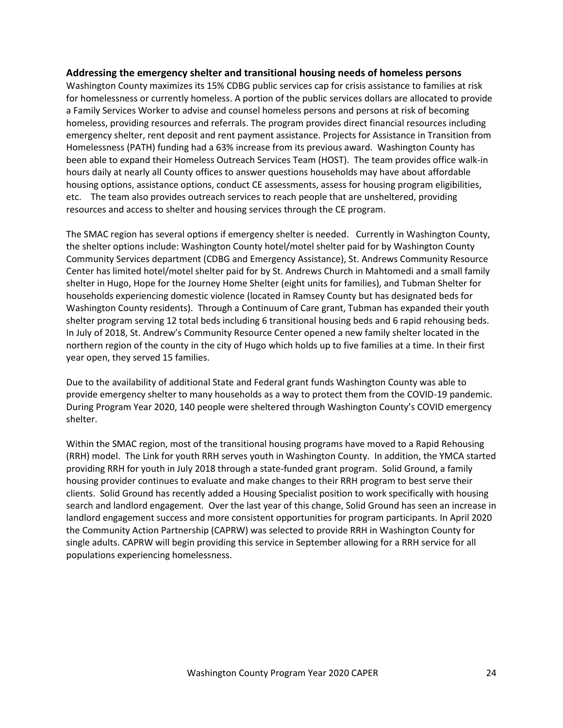## Addressing the emergency shelter and transitional housing needs of homeless persons

Washington County maximizes its 15% CDBG public services cap for crisis assistance to families at risk for homelessness or currently homeless. A portion of the public services dollars are allocated to provide a Family Services Worker to advise and counsel homeless persons and persons at risk of becoming homeless, providing resources and referrals. The program provides direct financial resources including emergency shelter, rent deposit and rent payment assistance. Projects for Assistance in Transition from Homelessness (PATH) funding had a 63% increase from its previous award. Washington County has been able to expand their Homeless Outreach Services Team (HOST). The team provides office walk-in hours daily at nearly all County offices to answer questions households may have about affordable housing options, assistance options, conduct CE assessments, assess for housing program eligibilities, etc. The team also provides outreach services to reach people that are unsheltered, providing resources and access to shelter and housing services through the CE program.

The SMAC region has several options if emergency shelter is needed. Currently in Washington County, the shelter options include: Washington County hotel/motel shelter paid for by Washington County Community Services department (CDBG and Emergency Assistance), St. Andrews Community Resource Center has limited hotel/motel shelter paid for by St. Andrews Church in Mahtomedi and a small family shelter in Hugo, Hope for the Journey Home Shelter (eight units for families), and Tubman Shelter for households experiencing domestic violence (located in Ramsey County but has designated beds for Washington County residents). Through a Continuum of Care grant, Tubman has expanded their youth shelter program serving 12 total beds including 6 transitional housing beds and 6 rapid rehousing beds. In July of 2018, St. Andrew's Community Resource Center opened a new family shelter located in the northern region of the county in the city of Hugo which holds up to five families at a time. In their first year open, they served 15 families.

Due to the availability of additional State and Federal grant funds Washington County was able to provide emergency shelter to many households as a way to protect them from the COVID-19 pandemic. During Program Year 2020, 140 people were sheltered through Washington County's COVID emergency shelter.

Within the SMAC region, most of the transitional housing programs have moved to a Rapid Rehousing (RRH) model. The Link for youth RRH serves youth in Washington County. In addition, the YMCA started providing RRH for youth in July 2018 through a state-funded grant program. Solid Ground, a family housing provider continues to evaluate and make changes to their RRH program to best serve their clients. Solid Ground has recently added a Housing Specialist position to work specifically with housing search and landlord engagement. Over the last year of this change, Solid Ground has seen an increase in landlord engagement success and more consistent opportunities for program participants. In April 2020 the Community Action Partnership (CAPRW) was selected to provide RRH in Washington County for single adults. CAPRW will begin providing this service in September allowing for a RRH service for all populations experiencing homelessness.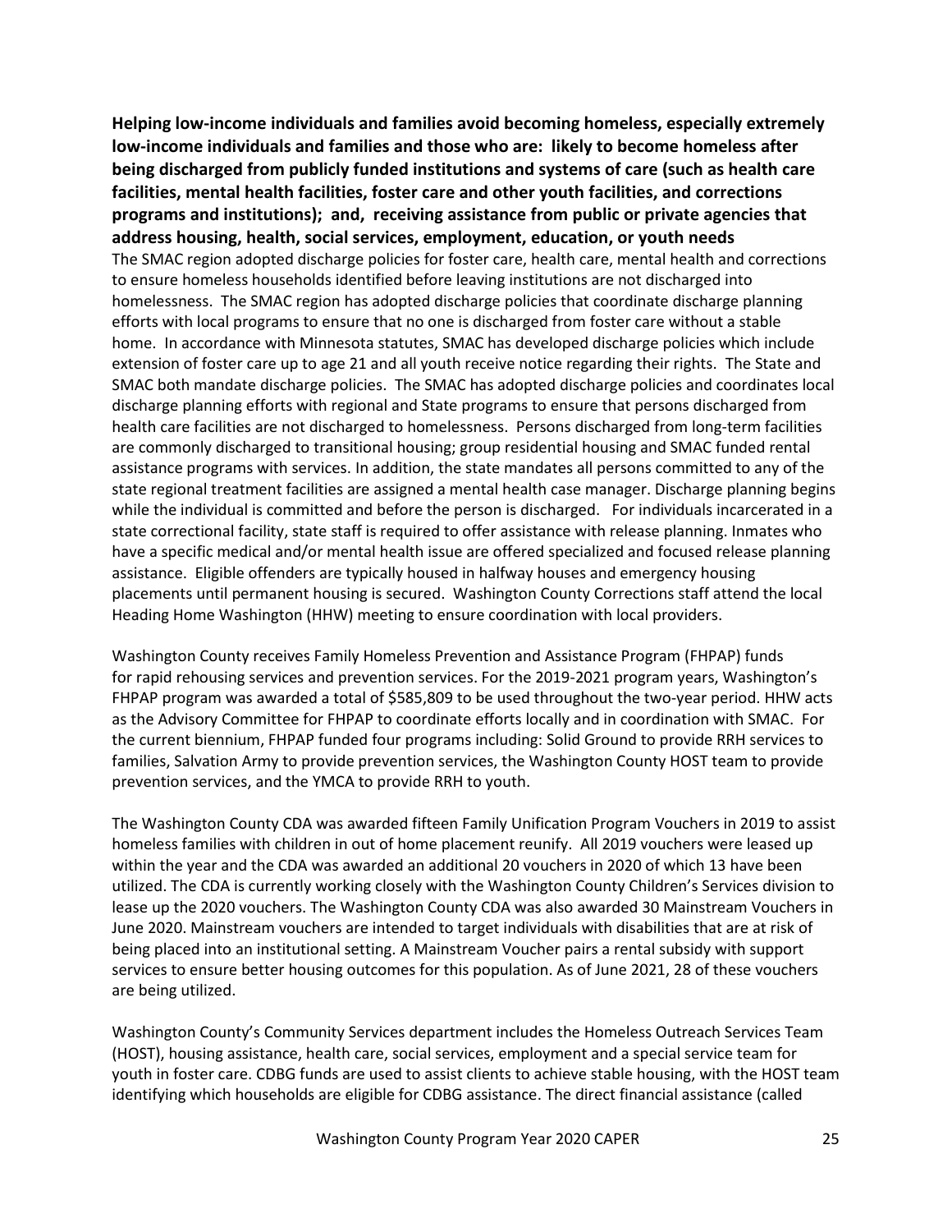**Helping low-income individuals and families avoid becoming homeless, especially extremely low-income individuals and families and those who are: likely to become homeless after being discharged from publicly funded institutions and systems of care (such as health care facilities, mental health facilities, foster care and other youth facilities, and corrections programs and institutions); and, receiving assistance from public or private agencies that address housing, health, social services, employment, education, or youth needs**

The SMAC region adopted discharge policies for foster care, health care, mental health and corrections to ensure homeless households identified before leaving institutions are not discharged into homelessness. The SMAC region has adopted discharge policies that coordinate discharge planning efforts with local programs to ensure that no one is discharged from foster care without a stable home. In accordance with Minnesota statutes, SMAC has developed discharge policies which include extension of foster care up to age 21 and all youth receive notice regarding their rights. The State and SMAC both mandate discharge policies. The SMAC has adopted discharge policies and coordinates local discharge planning efforts with regional and State programs to ensure that persons discharged from health care facilities are not discharged to homelessness. Persons discharged from long-term facilities are commonly discharged to transitional housing; group residential housing and SMAC funded rental assistance programs with services. In addition, the state mandates all persons committed to any of the state regional treatment facilities are assigned a mental health case manager. Discharge planning begins while the individual is committed and before the person is discharged. For individuals incarcerated in a state correctional facility, state staff is required to offer assistance with release planning. Inmates who have a specific medical and/or mental health issue are offered specialized and focused release planning assistance. Eligible offenders are typically housed in halfway houses and emergency housing placements until permanent housing is secured. Washington County Corrections staff attend the local Heading Home Washington (HHW) meeting to ensure coordination with local providers.

Washington County receives Family Homeless Prevention and Assistance Program (FHPAP) funds for rapid rehousing services and prevention services. For the 2019-2021 program years, Washington's FHPAP program was awarded a total of $585,809 to be used throughout the two-year period. HHW acts as the Advisory Committee for FHPAP to coordinate efforts locally and in coordination with SMAC. For the current biennium, FHPAP funded four programs including: Solid Ground to provide RRH services to families, Salvation Army to provide prevention services, the Washington County HOST team to provide prevention services, and the YMCA to provide RRH to youth.

The Washington County CDA was awarded fifteen Family Unification Program Vouchers in 2019 to assist homeless families with children in out of home placement reunify. All 2019 vouchers were leased up within the year and the CDA was awarded an additional 20 vouchers in 2020 of which 13 have been utilized. The CDA is currently working closely with the Washington County Children's Services division to lease up the 2020 vouchers. The Washington County CDA was also awarded 30 Mainstream Vouchers in June 2020. Mainstream vouchers are intended to target individuals with disabilities that are at risk of being placed into an institutional setting. A Mainstream Voucher pairs a rental subsidy with support services to ensure better housing outcomes for this population. As of June 2021, 28 of these vouchers are being utilized.

Washington County's Community Services department includes the Homeless Outreach Services Team (HOST), housing assistance, health care, social services, employment and a special service team for youth in foster care. CDBG funds are used to assist clients to achieve stable housing, with the HOST team identifying which households are eligible for CDBG assistance. The direct financial assistance (called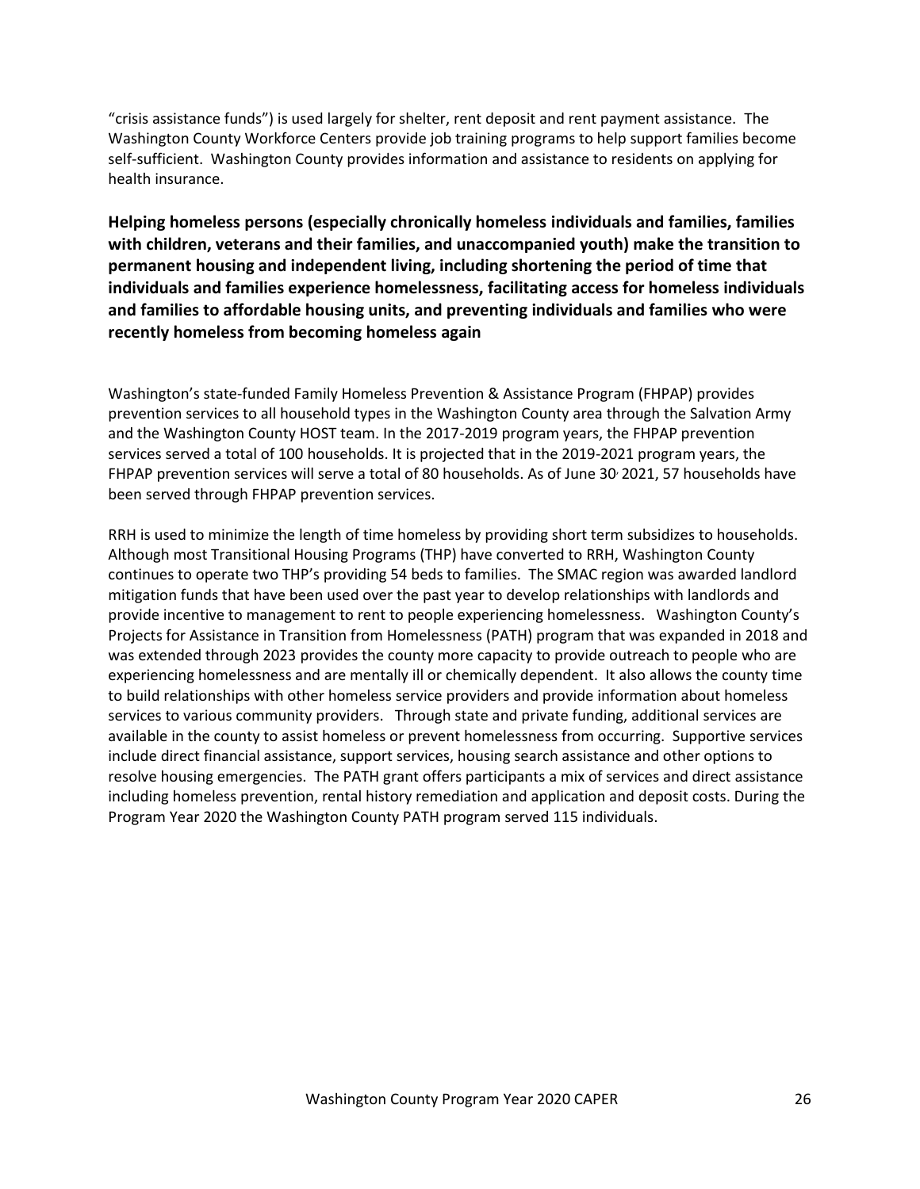"crisis assistance funds") is used largely for shelter, rent deposit and rent payment assistance. The Washington County Workforce Centers provide job training programs to help support families become self-sufficient. Washington County provides information and assistance to residents on applying for health insurance.

**Helping homeless persons (especially chronically homeless individuals and families, families with children, veterans and their families, and unaccompanied youth) make the transition to permanent housing and independent living, including shortening the period of time that individuals and families experience homelessness, facilitating access for homeless individuals and families to affordable housing units, and preventing individuals and families who were recently homeless from becoming homeless again**

Washington's state-funded Family Homeless Prevention & Assistance Program (FHPAP) provides prevention services to all household types in the Washington County area through the Salvation Army and the Washington County HOST team. In the 2017-2019 program years, the FHPAP prevention services served a total of 100 households. It is projected that in the 2019-2021 program years, the FHPAP prevention services will serve a total of 80 households. As of June 30, 2021, 57 households have been served through FHPAP prevention services.

RRH is used to minimize the length of time homeless by providing short term subsidizes to households. Although most Transitional Housing Programs (THP) have converted to RRH, Washington County continues to operate two THP's providing 54 beds to families. The SMAC region was awarded landlord mitigation funds that have been used over the past year to develop relationships with landlords and provide incentive to management to rent to people experiencing homelessness. Washington County's Projects for Assistance in Transition from Homelessness (PATH) program that was expanded in 2018 and was extended through 2023 provides the county more capacity to provide outreach to people who are experiencing homelessness and are mentally ill or chemically dependent. It also allows the county time to build relationships with other homeless service providers and provide information about homeless services to various community providers. Through state and private funding, additional services are available in the county to assist homeless or prevent homelessness from occurring. Supportive services include direct financial assistance, support services, housing search assistance and other options to resolve housing emergencies. The PATH grant offers participants a mix of services and direct assistance including homeless prevention, rental history remediation and application and deposit costs. During the Program Year 2020 the Washington County PATH program served 115 individuals.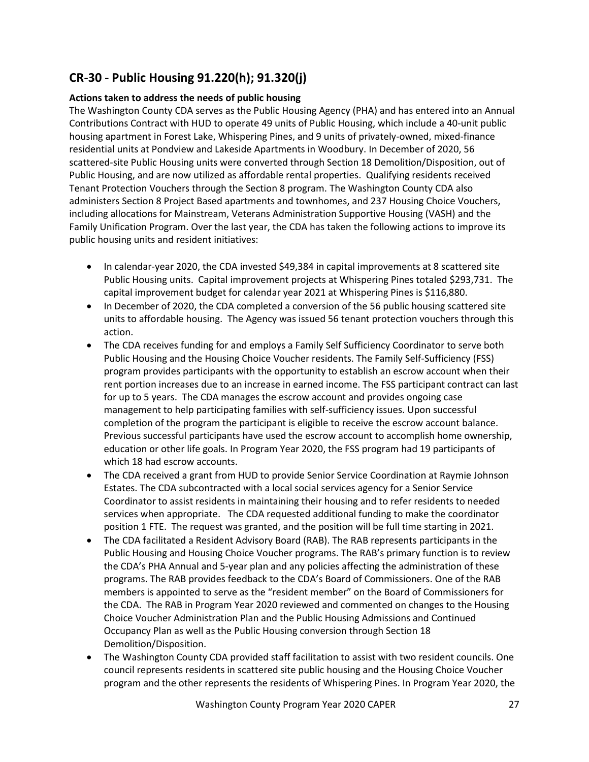## CR-30 - Public Housing 91.220(h); 91.320(j)

**Actions taken to address the needs of public housing**

The Washington County CDA serves as the Public Housing Agency (PHA) and has entered into an Annual Contributions Contract with HUD to operate 49 units of Public Housing, which include a 40-unit public housing apartment in Forest Lake, Whispering Pines, and 9 units of privately-owned, mixed-finance residential units at Pondview and Lakeside Apartments in Woodbury. In December of 2020, 56 scattered-site Public Housing units were converted through Section 18 Demolition/Disposition, out of Public Housing, and are now utilized as affordable rental properties. Qualifying residents received Tenant Protection Vouchers through the Section 8 program. The Washington County CDA also administers Section 8 Project Based apartments and townhomes, and 237 Housing Choice Vouchers, including allocations for Mainstream, Veterans Administration Supportive Housing (VASH) and the Family Unification Program. Over the last year, the CDA has taken the following actions to improve its public housing units and resident initiatives:

- In calendar-year 2020, the CDA invested $49,384 in capital improvements at 8 scattered site Public Housing units. Capital improvement projects at Whispering Pines totaled $293,731. The capital improvement budget for calendar year 2021 at Whispering Pines is $116,880.
- In December of 2020, the CDA completed a conversion of the 56 public housing scattered site units to affordable housing. The Agency was issued 56 tenant protection vouchers through this action.
- The CDA receives funding for and employs a Family Self Sufficiency Coordinator to serve both Public Housing and the Housing Choice Voucher residents. The Family Self-Sufficiency (FSS) program provides participants with the opportunity to establish an escrow account when their rent portion increases due to an increase in earned income. The FSS participant contract can last for up to 5 years. The CDA manages the escrow account and provides ongoing case management to help participating families with self-sufficiency issues. Upon successful completion of the program the participant is eligible to receive the escrow account balance. Previous successful participants have used the escrow account to accomplish home ownership, education or other life goals. In Program Year 2020, the FSS program had 19 participants of which 18 had escrow accounts.
- The CDA received a grant from HUD to provide Senior Service Coordination at Raymie Johnson Estates. The CDA subcontracted with a local social services agency for a Senior Service Coordinator to assist residents in maintaining their housing and to refer residents to needed services when appropriate. The CDA requested additional funding to make the coordinator position 1 FTE. The request was granted, and the position will be full time starting in 2021.
- The CDA facilitated a Resident Advisory Board (RAB). The RAB represents participants in the Public Housing and Housing Choice Voucher programs. The RAB's primary function is to review the CDA's PHA Annual and 5-year plan and any policies affecting the administration of these programs. The RAB provides feedback to the CDA's Board of Commissioners. One of the RAB members is appointed to serve as the "resident member" on the Board of Commissioners for the CDA. The RAB in Program Year 2020 reviewed and commented on changes to the Housing Choice Voucher Administration Plan and the Public Housing Admissions and Continued Occupancy Plan as well as the Public Housing conversion through Section 18 Demolition/Disposition.
- The Washington County CDA provided staff facilitation to assist with two resident councils. One council represents residents in scattered site public housing and the Housing Choice Voucher program and the other represents the residents of Whispering Pines. In Program Year 2020, the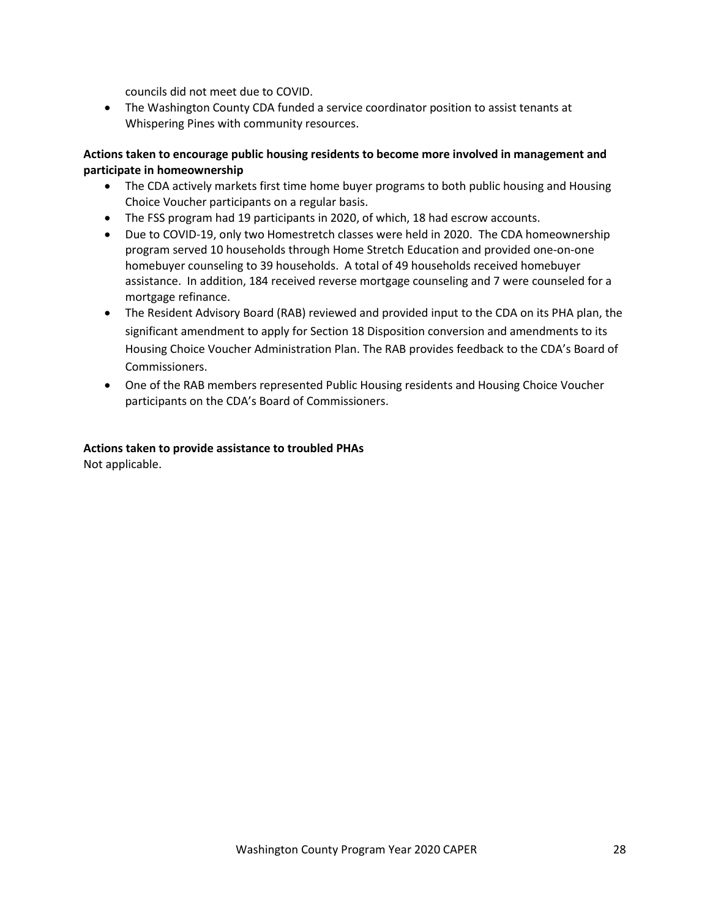councils did not meet due to COVID.

- The Washington County CDA funded a service coordinator position to assist tenants at Whispering Pines with community resources.

**Actions taken to encourage public housing residents to become more involved in management and participate in homeownership**

- The CDA actively markets first time home buyer programs to both public housing and Housing Choice Voucher participants on a regular basis.
- The FSS program had 19 participants in 2020, of which, 18 had escrow accounts.
- Due to COVID-19, only two Homestretch classes were held in 2020. The CDA homeownership program served 10 households through Home Stretch Education and provided one-on-one homebuyer counseling to 39 households. A total of 49 households received homebuyer assistance. In addition, 184 received reverse mortgage counseling and 7 were counseled for a mortgage refinance.
- The Resident Advisory Board (RAB) reviewed and provided input to the CDA on its PHA plan, the significant amendment to apply for Section 18 Disposition conversion and amendments to its Housing Choice Voucher Administration Plan. The RAB provides feedback to the CDA's Board of Commissioners.
- One of the RAB members represented Public Housing residents and Housing Choice Voucher participants on the CDA's Board of Commissioners.

**Actions taken to provide assistance to troubled PHAs**

Not applicable.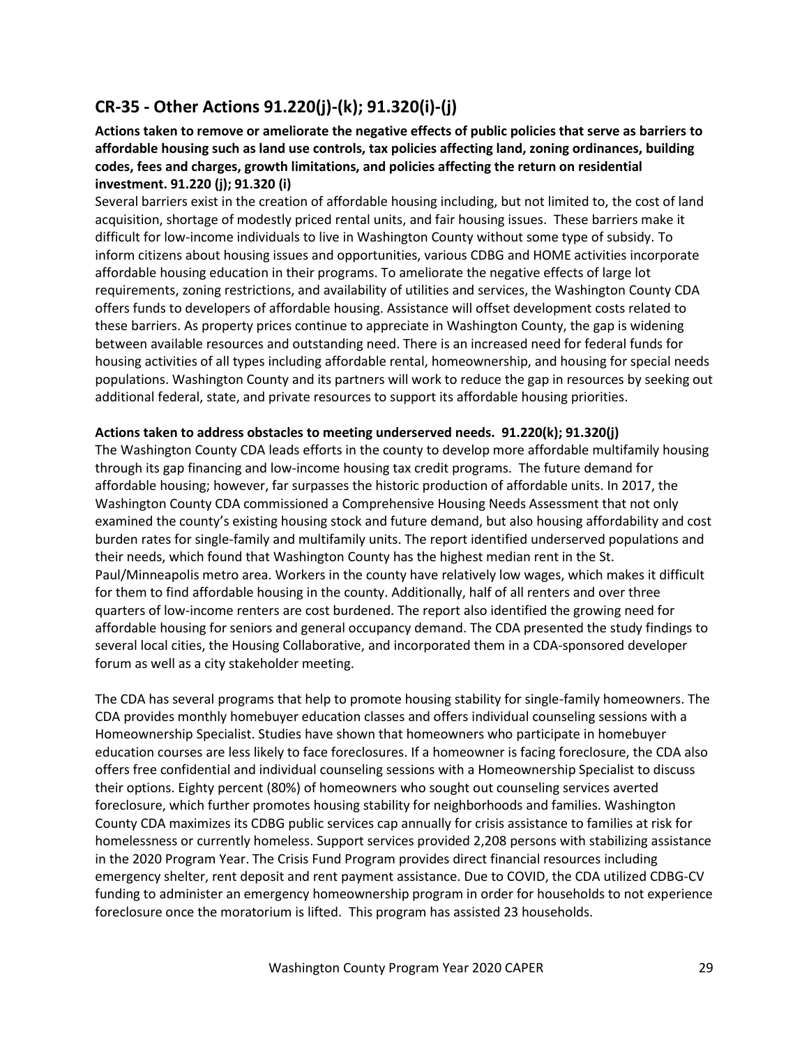## CR-35 - Other Actions 91.220(j)-(k); 91.320(i)-(j)

**Actions taken to remove or ameliorate the negative effects of public policies that serve as barriers to affordable housing such as land use controls, tax policies affecting land, zoning ordinances, building codes, fees and charges, growth limitations, and policies affecting the return on residential investment. 91.220 (j); 91.320 (i)**

Several barriers exist in the creation of affordable housing including, but not limited to, the cost of land acquisition, shortage of modestly priced rental units, and fair housing issues. These barriers make it difficult for low-income individuals to live in Washington County without some type of subsidy. To inform citizens about housing issues and opportunities, various CDBG and HOME activities incorporate affordable housing education in their programs. To ameliorate the negative effects of large lot requirements, zoning restrictions, and availability of utilities and services, the Washington County CDA offers funds to developers of affordable housing. Assistance will offset development costs related to these barriers. As property prices continue to appreciate in Washington County, the gap is widening between available resources and outstanding need. There is an increased need for federal funds for housing activities of all types including affordable rental, homeownership, and housing for special needs populations. Washington County and its partners will work to reduce the gap in resources by seeking out additional federal, state, and private resources to support its affordable housing priorities.

**Actions taken to address obstacles to meeting underserved needs. 91.220(k); 91.320(j)**

The Washington County CDA leads efforts in the county to develop more affordable multifamily housing through its gap financing and low-income housing tax credit programs. The future demand for affordable housing; however, far surpasses the historic production of affordable units. In 2017, the Washington County CDA commissioned a Comprehensive Housing Needs Assessment that not only examined the county's existing housing stock and future demand, but also housing affordability and cost burden rates for single-family and multifamily units. The report identified underserved populations and their needs, which found that Washington County has the highest median rent in the St. Paul/Minneapolis metro area. Workers in the county have relatively low wages, which makes it difficult for them to find affordable housing in the county. Additionally, half of all renters and over three quarters of low-income renters are cost burdened. The report also identified the growing need for affordable housing for seniors and general occupancy demand. The CDA presented the study findings to several local cities, the Housing Collaborative, and incorporated them in a CDA-sponsored developer forum as well as a city stakeholder meeting.

The CDA has several programs that help to promote housing stability for single-family homeowners. The CDA provides monthly homebuyer education classes and offers individual counseling sessions with a Homeownership Specialist. Studies have shown that homeowners who participate in homebuyer education courses are less likely to face foreclosures. If a homeowner is facing foreclosure, the CDA also offers free confidential and individual counseling sessions with a Homeownership Specialist to discuss their options. Eighty percent (80%) of homeowners who sought out counseling services averted foreclosure, which further promotes housing stability for neighborhoods and families. Washington County CDA maximizes its CDBG public services cap annually for crisis assistance to families at risk for homelessness or currently homeless. Support services provided 2,208 persons with stabilizing assistance in the 2020 Program Year. The Crisis Fund Program provides direct financial resources including emergency shelter, rent deposit and rent payment assistance. Due to COVID, the CDA utilized CDBG-CV funding to administer an emergency homeownership program in order for households to not experience foreclosure once the moratorium is lifted. This program has assisted 23 households.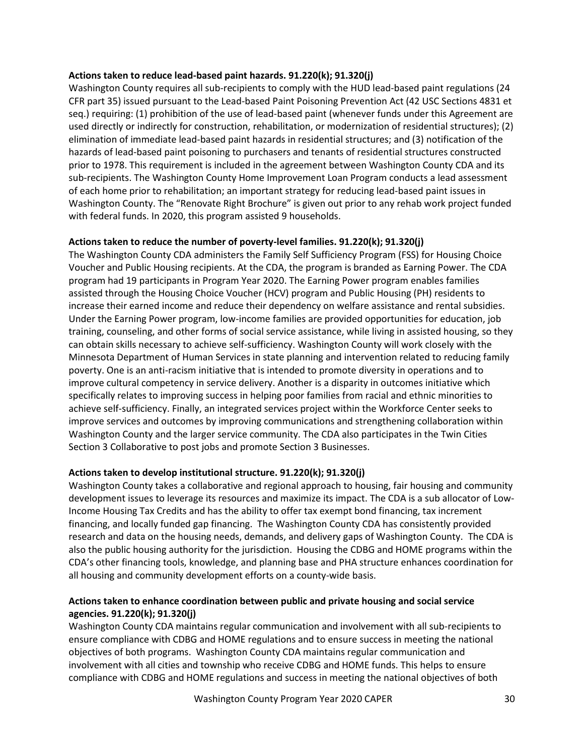**Actions taken to reduce lead-based paint hazards. 91.220(k); 91.320(j)**

Washington County requires all sub-recipients to comply with the HUD lead-based paint regulations (24 CFR part 35) issued pursuant to the Lead-based Paint Poisoning Prevention Act (42 USC Sections 4831 et seq.) requiring: (1) prohibition of the use of lead-based paint (whenever funds under this Agreement are used directly or indirectly for construction, rehabilitation, or modernization of residential structures); (2) elimination of immediate lead-based paint hazards in residential structures; and (3) notification of the hazards of lead-based paint poisoning to purchasers and tenants of residential structures constructed prior to 1978. This requirement is included in the agreement between Washington County CDA and its sub-recipients. The Washington County Home Improvement Loan Program conducts a lead assessment of each home prior to rehabilitation; an important strategy for reducing lead-based paint issues in Washington County. The "Renovate Right Brochure" is given out prior to any rehab work project funded with federal funds. In 2020, this program assisted 9 households.

**Actions taken to reduce the number of poverty-level families. 91.220(k); 91.320(j)**

The Washington County CDA administers the Family Self Sufficiency Program (FSS) for Housing Choice Voucher and Public Housing recipients. At the CDA, the program is branded as Earning Power. The CDA program had 19 participants in Program Year 2020. The Earning Power program enables families assisted through the Housing Choice Voucher (HCV) program and Public Housing (PH) residents to increase their earned income and reduce their dependency on welfare assistance and rental subsidies. Under the Earning Power program, low-income families are provided opportunities for education, job training, counseling, and other forms of social service assistance, while living in assisted housing, so they can obtain skills necessary to achieve self-sufficiency. Washington County will work closely with the Minnesota Department of Human Services in state planning and intervention related to reducing family poverty. One is an anti-racism initiative that is intended to promote diversity in operations and to improve cultural competency in service delivery. Another is a disparity in outcomes initiative which specifically relates to improving success in helping poor families from racial and ethnic minorities to achieve self-sufficiency. Finally, an integrated services project within the Workforce Center seeks to improve services and outcomes by improving communications and strengthening collaboration within Washington County and the larger service community. The CDA also participates in the Twin Cities Section 3 Collaborative to post jobs and promote Section 3 Businesses.

**Actions taken to develop institutional structure. 91.220(k); 91.320(j)**

Washington County takes a collaborative and regional approach to housing, fair housing and community development issues to leverage its resources and maximize its impact. The CDA is a sub allocator of Low-Income Housing Tax Credits and has the ability to offer tax exempt bond financing, tax increment financing, and locally funded gap financing. The Washington County CDA has consistently provided research and data on the housing needs, demands, and delivery gaps of Washington County. The CDA is also the public housing authority for the jurisdiction. Housing the CDBG and HOME programs within the CDA's other financing tools, knowledge, and planning base and PHA structure enhances coordination for all housing and community development efforts on a county-wide basis.

**Actions taken to enhance coordination between public and private housing and social service agencies. 91.220(k); 91.320(j)**

Washington County CDA maintains regular communication and involvement with all sub-recipients to ensure compliance with CDBG and HOME regulations and to ensure success in meeting the national objectives of both programs. Washington County CDA maintains regular communication and involvement with all cities and township who receive CDBG and HOME funds. This helps to ensure compliance with CDBG and HOME regulations and success in meeting the national objectives of both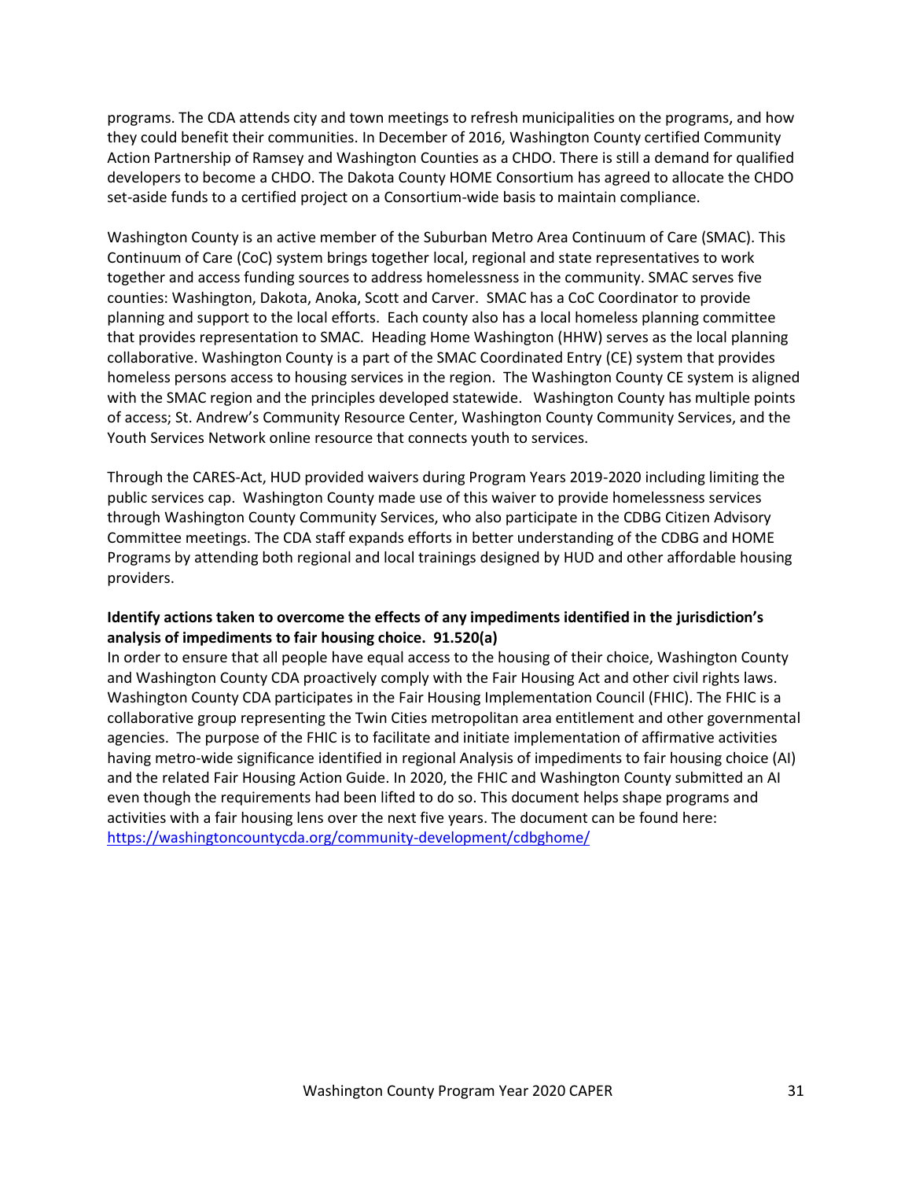programs. The CDA attends city and town meetings to refresh municipalities on the programs, and how they could benefit their communities. In December of 2016, Washington County certified Community Action Partnership of Ramsey and Washington Counties as a CHDO. There is still a demand for qualified developers to become a CHDO. The Dakota County HOME Consortium has agreed to allocate the CHDO set-aside funds to a certified project on a Consortium-wide basis to maintain compliance.

Washington County is an active member of the Suburban Metro Area Continuum of Care (SMAC). This Continuum of Care (CoC) system brings together local, regional and state representatives to work together and access funding sources to address homelessness in the community. SMAC serves five counties: Washington, Dakota, Anoka, Scott and Carver. SMAC has a CoC Coordinator to provide planning and support to the local efforts. Each county also has a local homeless planning committee that provides representation to SMAC. Heading Home Washington (HHW) serves as the local planning collaborative. Washington County is a part of the SMAC Coordinated Entry (CE) system that provides homeless persons access to housing services in the region. The Washington County CE system is aligned with the SMAC region and the principles developed statewide. Washington County has multiple points of access; St. Andrew's Community Resource Center, Washington County Community Services, and the Youth Services Network online resource that connects youth to services.

Through the CARES-Act, HUD provided waivers during Program Years 2019-2020 including limiting the public services cap. Washington County made use of this waiver to provide homelessness services through Washington County Community Services, who also participate in the CDBG Citizen Advisory Committee meetings. The CDA staff expands efforts in better understanding of the CDBG and HOME Programs by attending both regional and local trainings designed by HUD and other affordable housing providers.

**Identify actions taken to overcome the effects of any impediments identified in the jurisdiction's analysis of impediments to fair housing choice. 91.520(a)**

In order to ensure that all people have equal access to the housing of their choice, Washington County and Washington County CDA proactively comply with the Fair Housing Act and other civil rights laws. Washington County CDA participates in the Fair Housing Implementation Council (FHIC). The FHIC is a collaborative group representing the Twin Cities metropolitan area entitlement and other governmental agencies. The purpose of the FHIC is to facilitate and initiate implementation of affirmative activities having metro-wide significance identified in regional Analysis of impediments to fair housing choice (AI) and the related Fair Housing Action Guide. In 2020, the FHIC and Washington County submitted an AI even though the requirements had been lifted to do so. This document helps shape programs and activities with a fair housing lens over the next five years. The document can be found here: https://washingtoncountycda.org/community-development/cdbghome/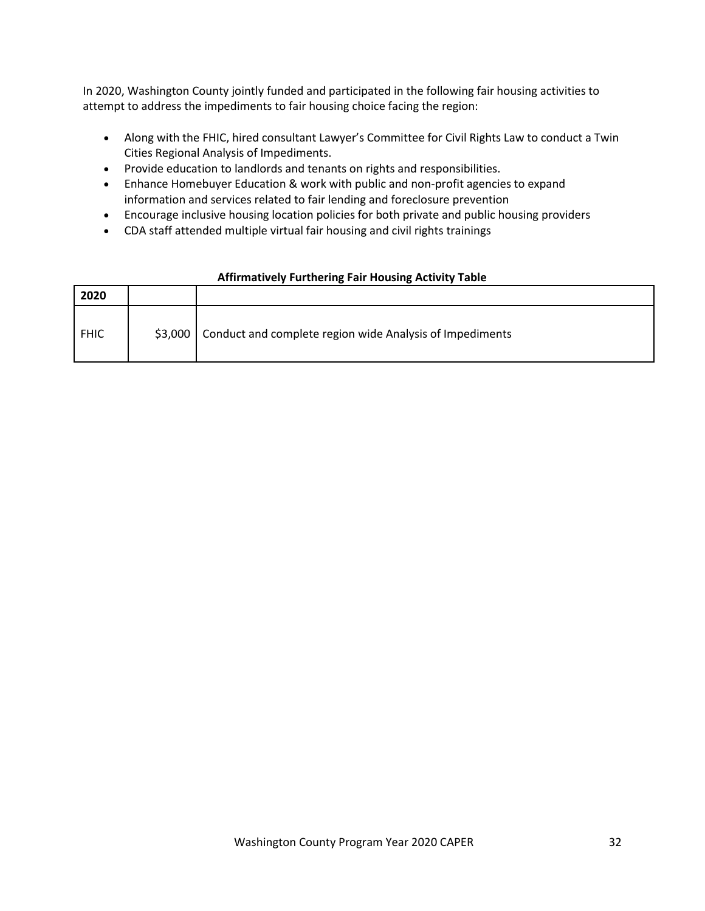In 2020, Washington County jointly funded and participated in the following fair housing activities to attempt to address the impediments to fair housing choice facing the region:

- Along with the FHIC, hired consultant Lawyer's Committee for Civil Rights Law to conduct a Twin Cities Regional Analysis of Impediments.
- Provide education to landlords and tenants on rights and responsibilities.
- Enhance Homebuyer Education & work with public and non-profit agencies to expand information and services related to fair lending and foreclosure prevention
- Encourage inclusive housing location policies for both private and public housing providers
- CDA staff attended multiple virtual fair housing and civil rights trainings

**Affirmatively Furthering Fair Housing Activity Table**

| 2020 | | |
|---|---|---|
| FHIC | \$3,000 | Conduct and complete region wide Analysis of Impediments |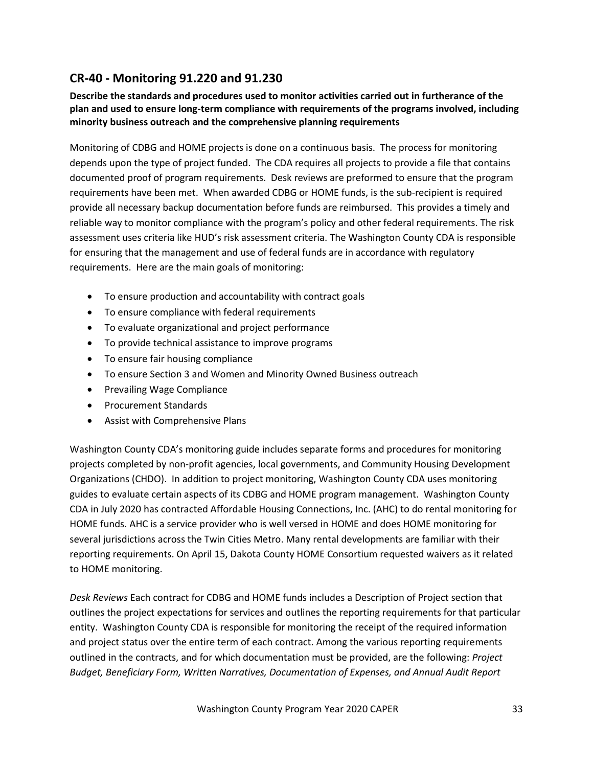## CR-40 - Monitoring 91.220 and 91.230

**Describe the standards and procedures used to monitor activities carried out in furtherance of the plan and used to ensure long-term compliance with requirements of the programs involved, including minority business outreach and the comprehensive planning requirements**

Monitoring of CDBG and HOME projects is done on a continuous basis. The process for monitoring depends upon the type of project funded. The CDA requires all projects to provide a file that contains documented proof of program requirements. Desk reviews are preformed to ensure that the program requirements have been met. When awarded CDBG or HOME funds, is the sub-recipient is required provide all necessary backup documentation before funds are reimbursed. This provides a timely and reliable way to monitor compliance with the program's policy and other federal requirements. The risk assessment uses criteria like HUD's risk assessment criteria. The Washington County CDA is responsible for ensuring that the management and use of federal funds are in accordance with regulatory requirements. Here are the main goals of monitoring:

- To ensure production and accountability with contract goals
- To ensure compliance with federal requirements
- To evaluate organizational and project performance
- To provide technical assistance to improve programs
- To ensure fair housing compliance
- To ensure Section 3 and Women and Minority Owned Business outreach
- Prevailing Wage Compliance
- Procurement Standards
- Assist with Comprehensive Plans

Washington County CDA's monitoring guide includes separate forms and procedures for monitoring projects completed by non-profit agencies, local governments, and Community Housing Development Organizations (CHDO). In addition to project monitoring, Washington County CDA uses monitoring guides to evaluate certain aspects of its CDBG and HOME program management. Washington County CDA in July 2020 has contracted Affordable Housing Connections, Inc. (AHC) to do rental monitoring for HOME funds. AHC is a service provider who is well versed in HOME and does HOME monitoring for several jurisdictions across the Twin Cities Metro. Many rental developments are familiar with their reporting requirements. On April 15, Dakota County HOME Consortium requested waivers as it related to HOME monitoring.

*Desk Reviews* Each contract for CDBG and HOME funds includes a Description of Project section that outlines the project expectations for services and outlines the reporting requirements for that particular entity. Washington County CDA is responsible for monitoring the receipt of the required information and project status over the entire term of each contract. Among the various reporting requirements outlined in the contracts, and for which documentation must be provided, are the following: *Project Budget, Beneficiary Form, Written Narratives, Documentation of Expenses, and Annual Audit Report*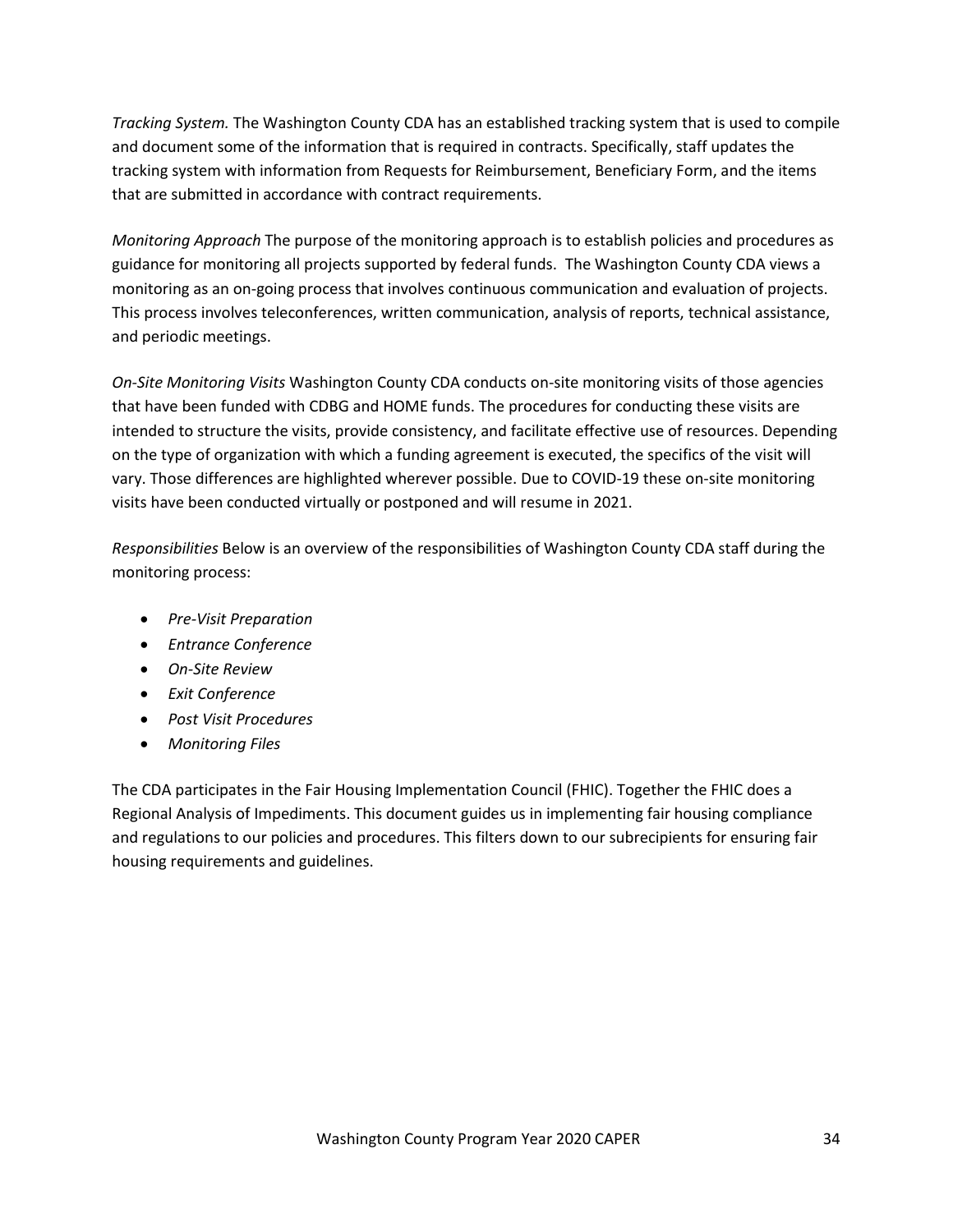*Tracking System.* The Washington County CDA has an established tracking system that is used to compile and document some of the information that is required in contracts. Specifically, staff updates the tracking system with information from Requests for Reimbursement, Beneficiary Form, and the items that are submitted in accordance with contract requirements.

*Monitoring Approach* The purpose of the monitoring approach is to establish policies and procedures as guidance for monitoring all projects supported by federal funds. The Washington County CDA views a monitoring as an on-going process that involves continuous communication and evaluation of projects. This process involves teleconferences, written communication, analysis of reports, technical assistance, and periodic meetings.

*On-Site Monitoring Visits* Washington County CDA conducts on-site monitoring visits of those agencies that have been funded with CDBG and HOME funds. The procedures for conducting these visits are intended to structure the visits, provide consistency, and facilitate effective use of resources. Depending on the type of organization with which a funding agreement is executed, the specifics of the visit will vary. Those differences are highlighted wherever possible. Due to COVID-19 these on-site monitoring visits have been conducted virtually or postponed and will resume in 2021.

*Responsibilities* Below is an overview of the responsibilities of Washington County CDA staff during the monitoring process:

- *Pre-Visit Preparation*
- *Entrance Conference*
- *On-Site Review*
- *Exit Conference*
- *Post Visit Procedures*
- *Monitoring Files*

The CDA participates in the Fair Housing Implementation Council (FHIC). Together the FHIC does a Regional Analysis of Impediments. This document guides us in implementing fair housing compliance and regulations to our policies and procedures. This filters down to our subrecipients for ensuring fair housing requirements and guidelines.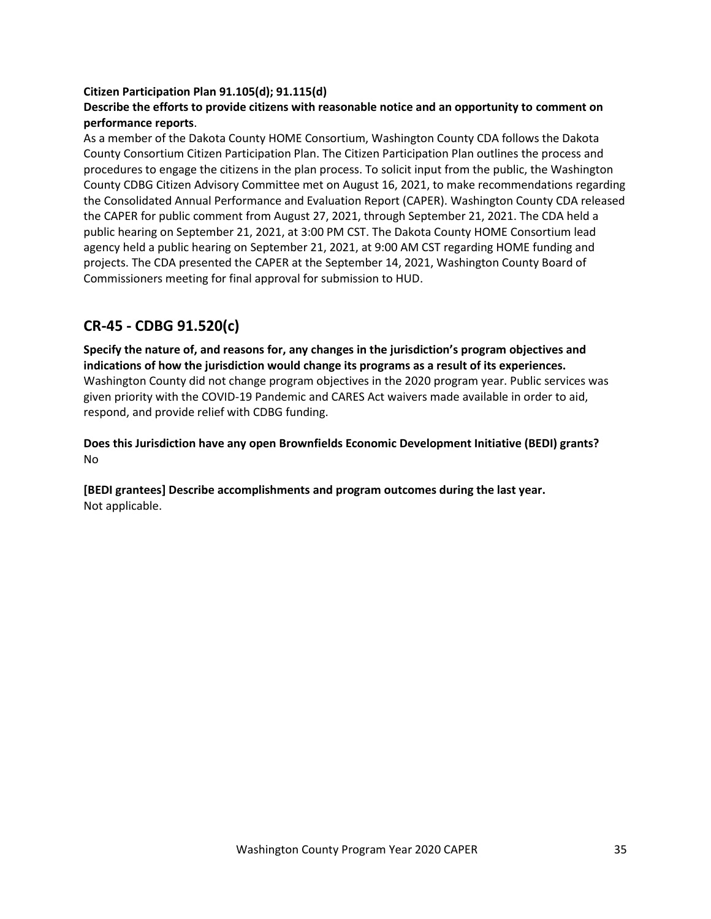**Citizen Participation Plan 91.105(d); 91.115(d)**

**Describe the efforts to provide citizens with reasonable notice and an opportunity to comment on performance reports**.

As a member of the Dakota County HOME Consortium, Washington County CDA follows the Dakota County Consortium Citizen Participation Plan. The Citizen Participation Plan outlines the process and procedures to engage the citizens in the plan process. To solicit input from the public, the Washington County CDBG Citizen Advisory Committee met on August 16, 2021, to make recommendations regarding the Consolidated Annual Performance and Evaluation Report (CAPER). Washington County CDA released the CAPER for public comment from August 27, 2021, through September 21, 2021. The CDA held a public hearing on September 21, 2021, at 3:00 PM CST. The Dakota County HOME Consortium lead agency held a public hearing on September 21, 2021, at 9:00 AM CST regarding HOME funding and projects. The CDA presented the CAPER at the September 14, 2021, Washington County Board of Commissioners meeting for final approval for submission to HUD.

## CR-45 - CDBG 91.520(c)

**Specify the nature of, and reasons for, any changes in the jurisdiction's program objectives and indications of how the jurisdiction would change its programs as a result of its experiences.**

Washington County did not change program objectives in the 2020 program year. Public services was given priority with the COVID-19 Pandemic and CARES Act waivers made available in order to aid, respond, and provide relief with CDBG funding.

**Does this Jurisdiction have any open Brownfields Economic Development Initiative (BEDI) grants?**

No

**[BEDI grantees] Describe accomplishments and program outcomes during the last year.**

Not applicable.